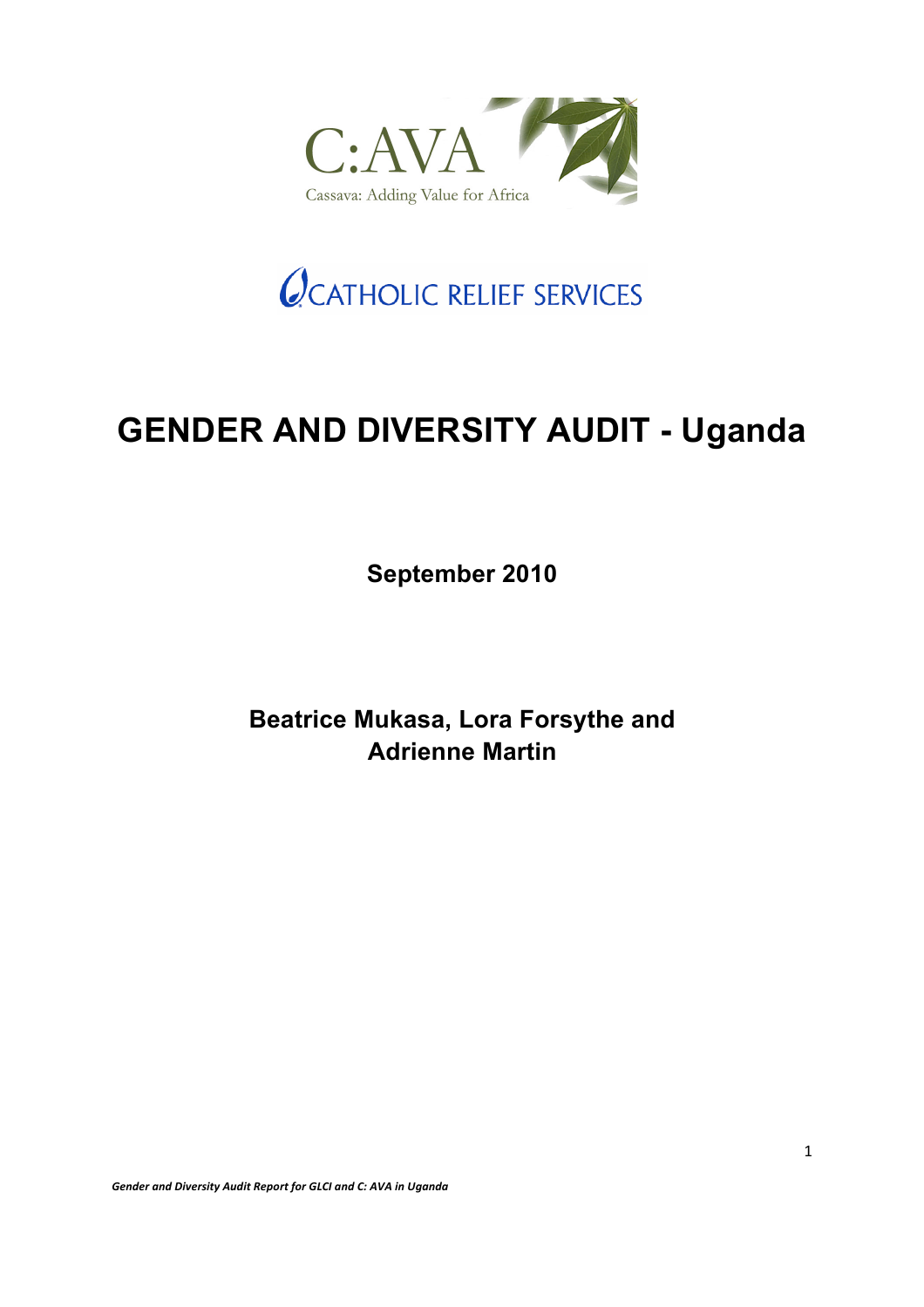C:AVA

Cassava: Adding Value for Africa

CATHOLIC RELIEF SERVICES

# GENDER AND DIVERSITY AUDIT - Uganda

**September 2010**

**Beatrice Mukasa, Lora Forsythe and Adrienne Martin**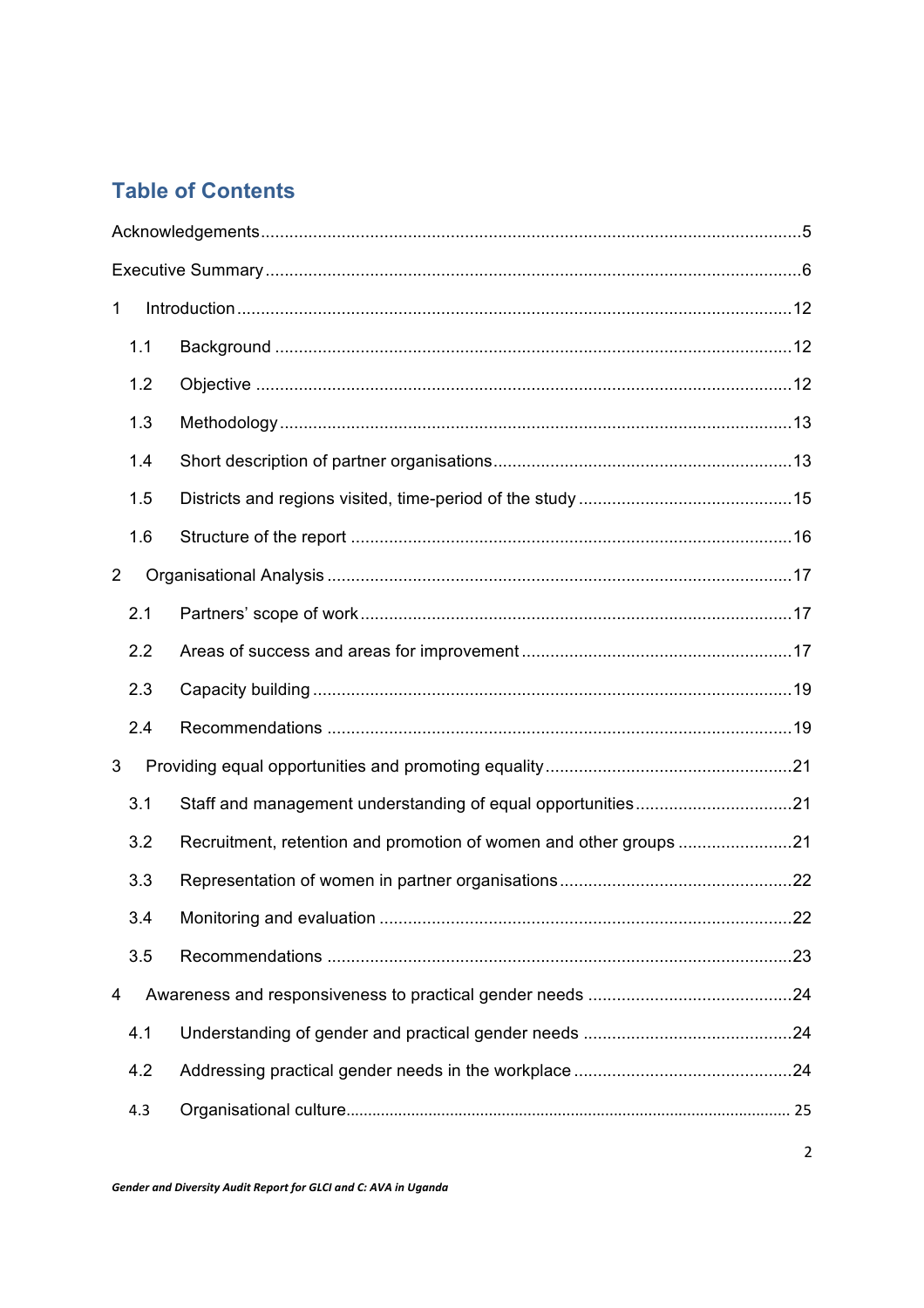## Table of Contents

Acknowledgements .......... 5

Executive Summary .......... 6

1 Introduction .......... 12

- 1.1 Background .......... 12
- 1.2 Objective .......... 12
- 1.3 Methodology .......... 13
- 1.4 Short description of partner organisations .......... 13
- 1.5 Districts and regions visited, time-period of the study .......... 15
- 1.6 Structure of the report .......... 16

2 Organisational Analysis .......... 17

- 2.1 Partners' scope of work .......... 17
- 2.2 Areas of success and areas for improvement .......... 17
- 2.3 Capacity building .......... 19
- 2.4 Recommendations .......... 19

3 Providing equal opportunities and promoting equality .......... 21

- 3.1 Staff and management understanding of equal opportunities .......... 21
- 3.2 Recruitment, retention and promotion of women and other groups .......... 21
- 3.3 Representation of women in partner organisations .......... 22
- 3.4 Monitoring and evaluation .......... 22
- 3.5 Recommendations .......... 23

4 Awareness and responsiveness to practical gender needs .......... 24

- 4.1 Understanding of gender and practical gender needs .......... 24
- 4.2 Addressing practical gender needs in the workplace .......... 24
- 4.3 Organisational culture .......... 25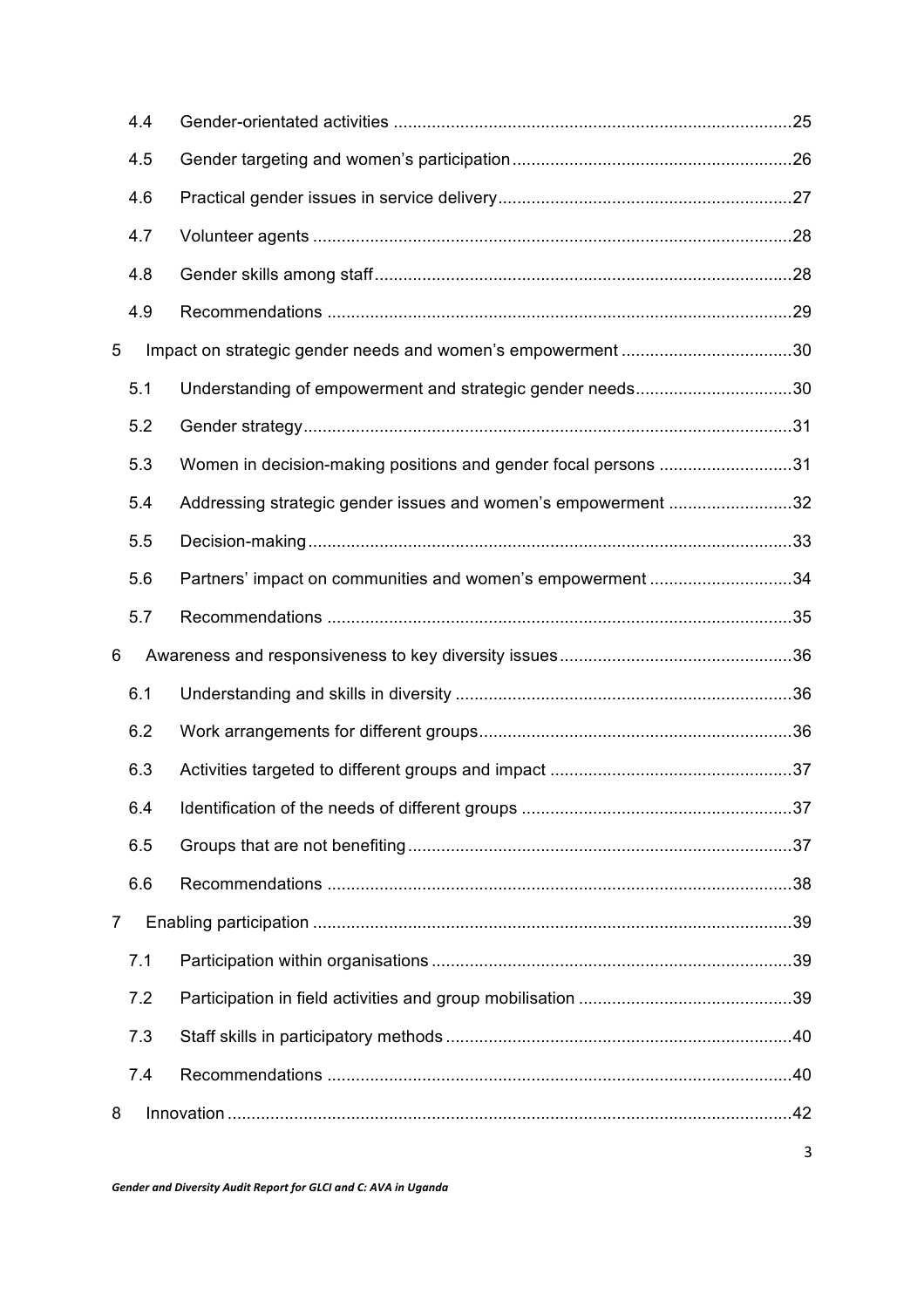4.4 Gender-orientated activities .....25

4.5 Gender targeting and women's participation .....26

4.6 Practical gender issues in service delivery .....27

4.7 Volunteer agents .....28

4.8 Gender skills among staff .....28

4.9 Recommendations .....29

5 Impact on strategic gender needs and women's empowerment .....30

5.1 Understanding of empowerment and strategic gender needs .....30

5.2 Gender strategy .....31

5.3 Women in decision-making positions and gender focal persons .....31

5.4 Addressing strategic gender issues and women's empowerment .....32

5.5 Decision-making .....33

5.6 Partners' impact on communities and women's empowerment .....34

5.7 Recommendations .....35

6 Awareness and responsiveness to key diversity issues .....36

6.1 Understanding and skills in diversity .....36

6.2 Work arrangements for different groups .....36

6.3 Activities targeted to different groups and impact .....37

6.4 Identification of the needs of different groups .....37

6.5 Groups that are not benefiting .....37

6.6 Recommendations .....38

7 Enabling participation .....39

7.1 Participation within organisations .....39

7.2 Participation in field activities and group mobilisation .....39

7.3 Staff skills in participatory methods .....40

7.4 Recommendations .....40

8 Innovation .....42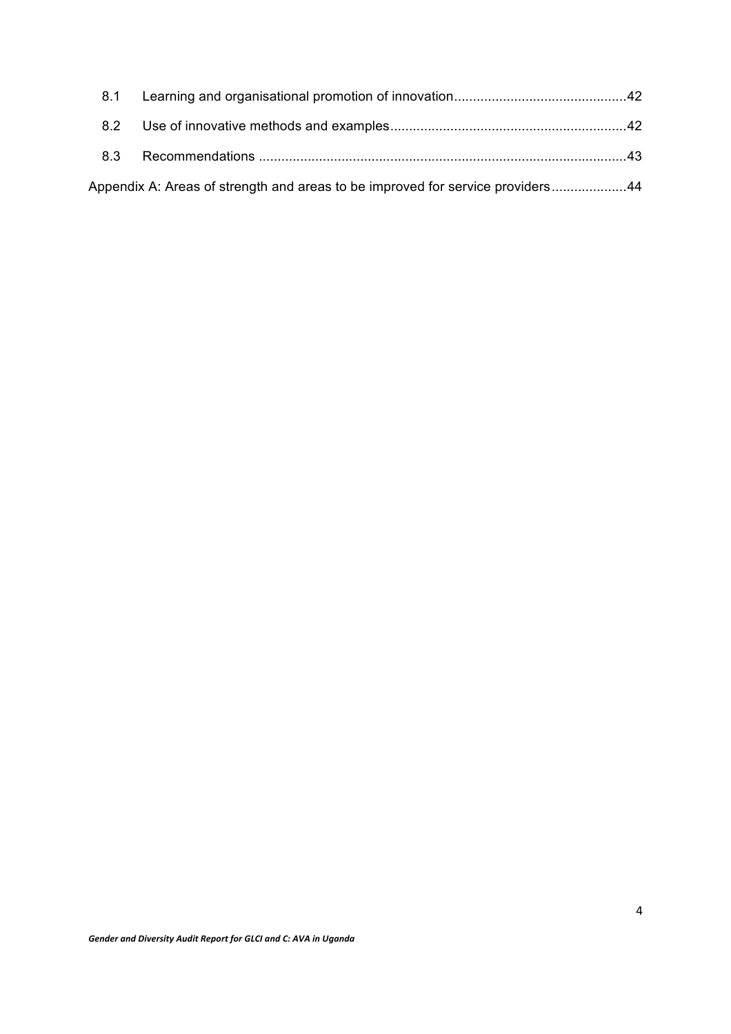8.1 Learning and organisational promotion of innovation.............................................42

8.2 Use of innovative methods and examples..............................................................42

8.3 Recommendations ..................................................................................................43

Appendix A: Areas of strength and areas to be improved for service providers....................44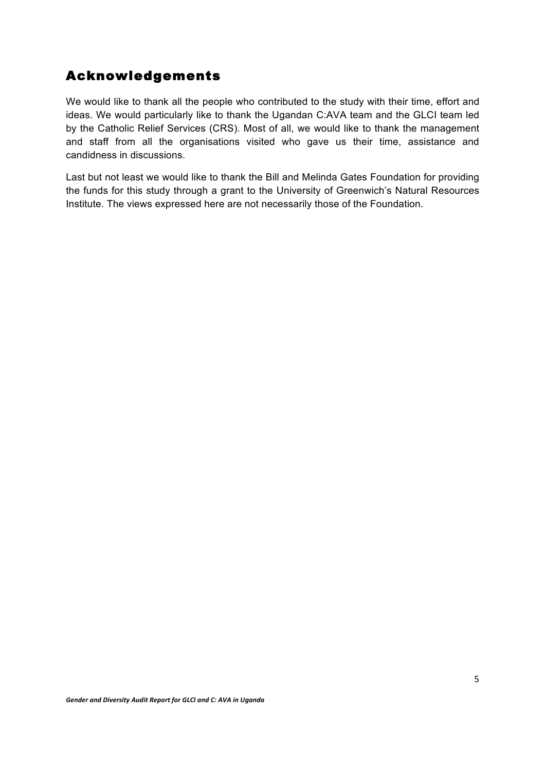# Acknowledgements

We would like to thank all the people who contributed to the study with their time, effort and ideas. We would particularly like to thank the Ugandan C:AVA team and the GLCI team led by the Catholic Relief Services (CRS). Most of all, we would like to thank the management and staff from all the organisations visited who gave us their time, assistance and candidness in discussions.

Last but not least we would like to thank the Bill and Melinda Gates Foundation for providing the funds for this study through a grant to the University of Greenwich's Natural Resources Institute. The views expressed here are not necessarily those of the Foundation.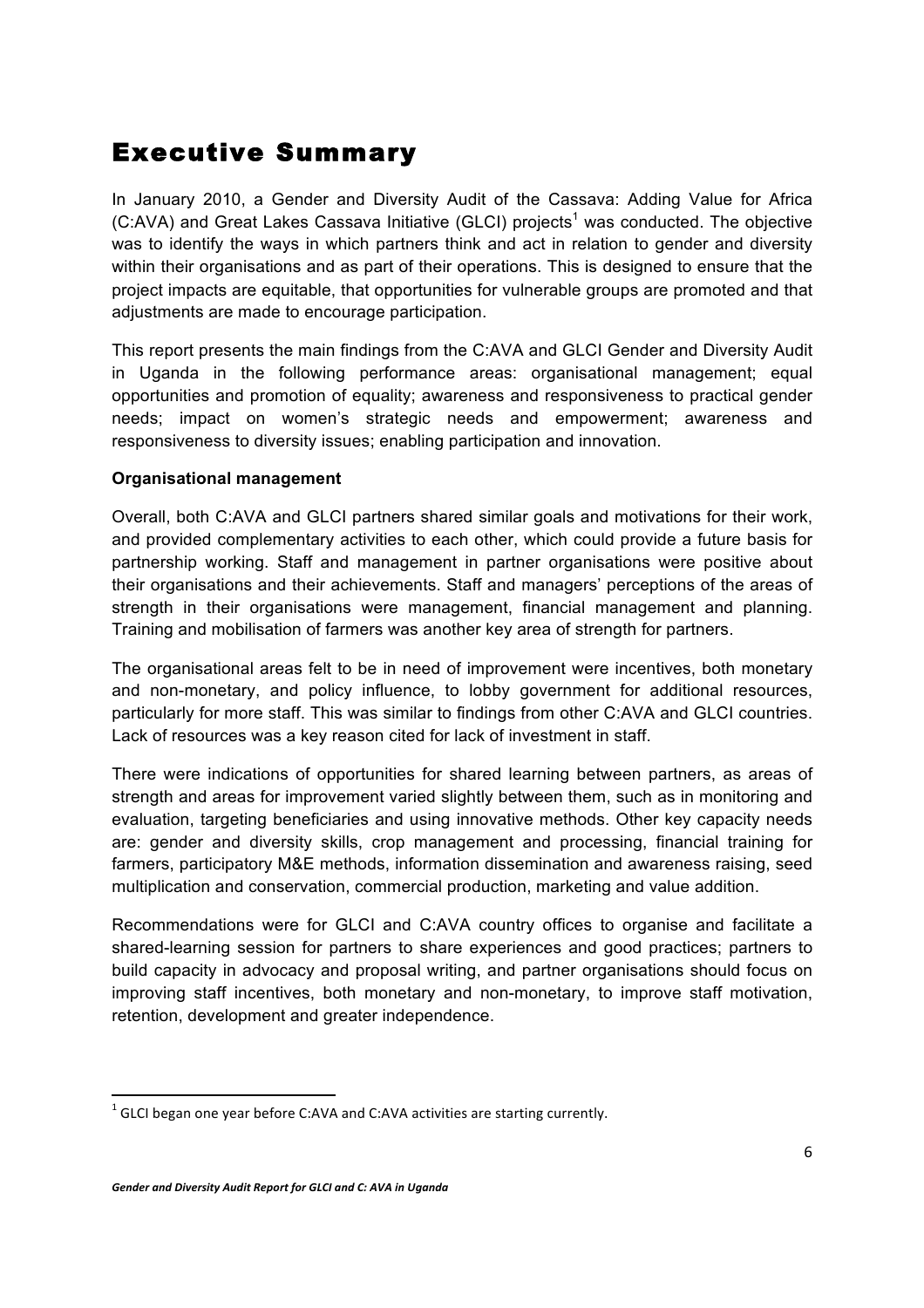# Executive Summary

In January 2010, a Gender and Diversity Audit of the Cassava: Adding Value for Africa (C:AVA) and Great Lakes Cassava Initiative (GLCI) projects[1] was conducted. The objective was to identify the ways in which partners think and act in relation to gender and diversity within their organisations and as part of their operations. This is designed to ensure that the project impacts are equitable, that opportunities for vulnerable groups are promoted and that adjustments are made to encourage participation.

This report presents the main findings from the C:AVA and GLCI Gender and Diversity Audit in Uganda in the following performance areas: organisational management; equal opportunities and promotion of equality; awareness and responsiveness to practical gender needs; impact on women's strategic needs and empowerment; awareness and responsiveness to diversity issues; enabling participation and innovation.

**Organisational management**

Overall, both C:AVA and GLCI partners shared similar goals and motivations for their work, and provided complementary activities to each other, which could provide a future basis for partnership working. Staff and management in partner organisations were positive about their organisations and their achievements. Staff and managers' perceptions of the areas of strength in their organisations were management, financial management and planning. Training and mobilisation of farmers was another key area of strength for partners.

The organisational areas felt to be in need of improvement were incentives, both monetary and non-monetary, and policy influence, to lobby government for additional resources, particularly for more staff. This was similar to findings from other C:AVA and GLCI countries. Lack of resources was a key reason cited for lack of investment in staff.

There were indications of opportunities for shared learning between partners, as areas of strength and areas for improvement varied slightly between them, such as in monitoring and evaluation, targeting beneficiaries and using innovative methods. Other key capacity needs are: gender and diversity skills, crop management and processing, financial training for farmers, participatory M&E methods, information dissemination and awareness raising, seed multiplication and conservation, commercial production, marketing and value addition.

Recommendations were for GLCI and C:AVA country offices to organise and facilitate a shared-learning session for partners to share experiences and good practices; partners to build capacity in advocacy and proposal writing, and partner organisations should focus on improving staff incentives, both monetary and non-monetary, to improve staff motivation, retention, development and greater independence.

[1] GLCI began one year before C:AVA and C:AVA activities are starting currently.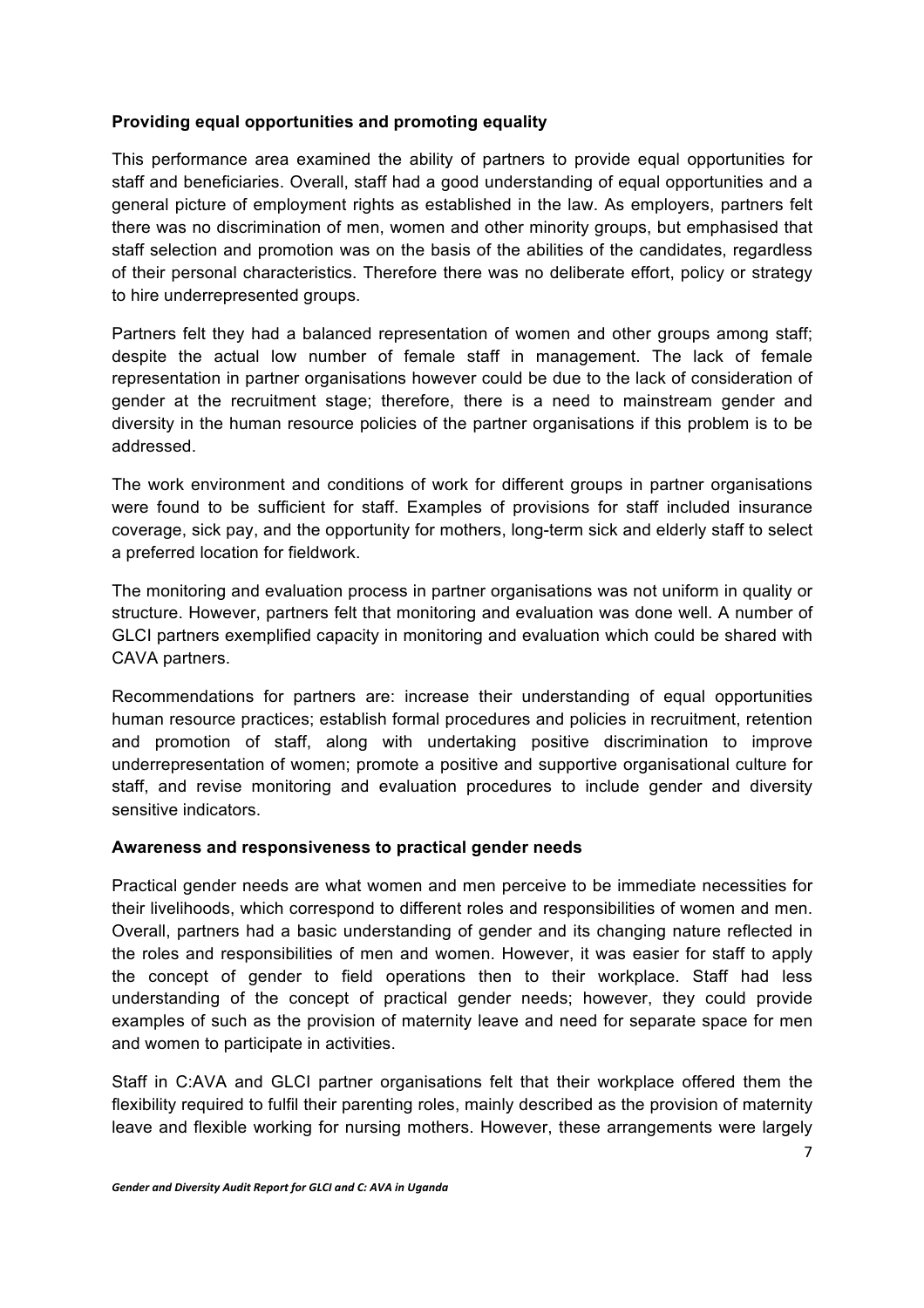**Providing equal opportunities and promoting equality**

This performance area examined the ability of partners to provide equal opportunities for staff and beneficiaries. Overall, staff had a good understanding of equal opportunities and a general picture of employment rights as established in the law. As employers, partners felt there was no discrimination of men, women and other minority groups, but emphasised that staff selection and promotion was on the basis of the abilities of the candidates, regardless of their personal characteristics. Therefore there was no deliberate effort, policy or strategy to hire underrepresented groups.

Partners felt they had a balanced representation of women and other groups among staff; despite the actual low number of female staff in management. The lack of female representation in partner organisations however could be due to the lack of consideration of gender at the recruitment stage; therefore, there is a need to mainstream gender and diversity in the human resource policies of the partner organisations if this problem is to be addressed.

The work environment and conditions of work for different groups in partner organisations were found to be sufficient for staff. Examples of provisions for staff included insurance coverage, sick pay, and the opportunity for mothers, long-term sick and elderly staff to select a preferred location for fieldwork.

The monitoring and evaluation process in partner organisations was not uniform in quality or structure. However, partners felt that monitoring and evaluation was done well. A number of GLCI partners exemplified capacity in monitoring and evaluation which could be shared with CAVA partners.

Recommendations for partners are: increase their understanding of equal opportunities human resource practices; establish formal procedures and policies in recruitment, retention and promotion of staff, along with undertaking positive discrimination to improve underrepresentation of women; promote a positive and supportive organisational culture for staff, and revise monitoring and evaluation procedures to include gender and diversity sensitive indicators.

**Awareness and responsiveness to practical gender needs**

Practical gender needs are what women and men perceive to be immediate necessities for their livelihoods, which correspond to different roles and responsibilities of women and men. Overall, partners had a basic understanding of gender and its changing nature reflected in the roles and responsibilities of men and women. However, it was easier for staff to apply the concept of gender to field operations then to their workplace. Staff had less understanding of the concept of practical gender needs; however, they could provide examples of such as the provision of maternity leave and need for separate space for men and women to participate in activities.

Staff in C:AVA and GLCI partner organisations felt that their workplace offered them the flexibility required to fulfil their parenting roles, mainly described as the provision of maternity leave and flexible working for nursing mothers. However, these arrangements were largely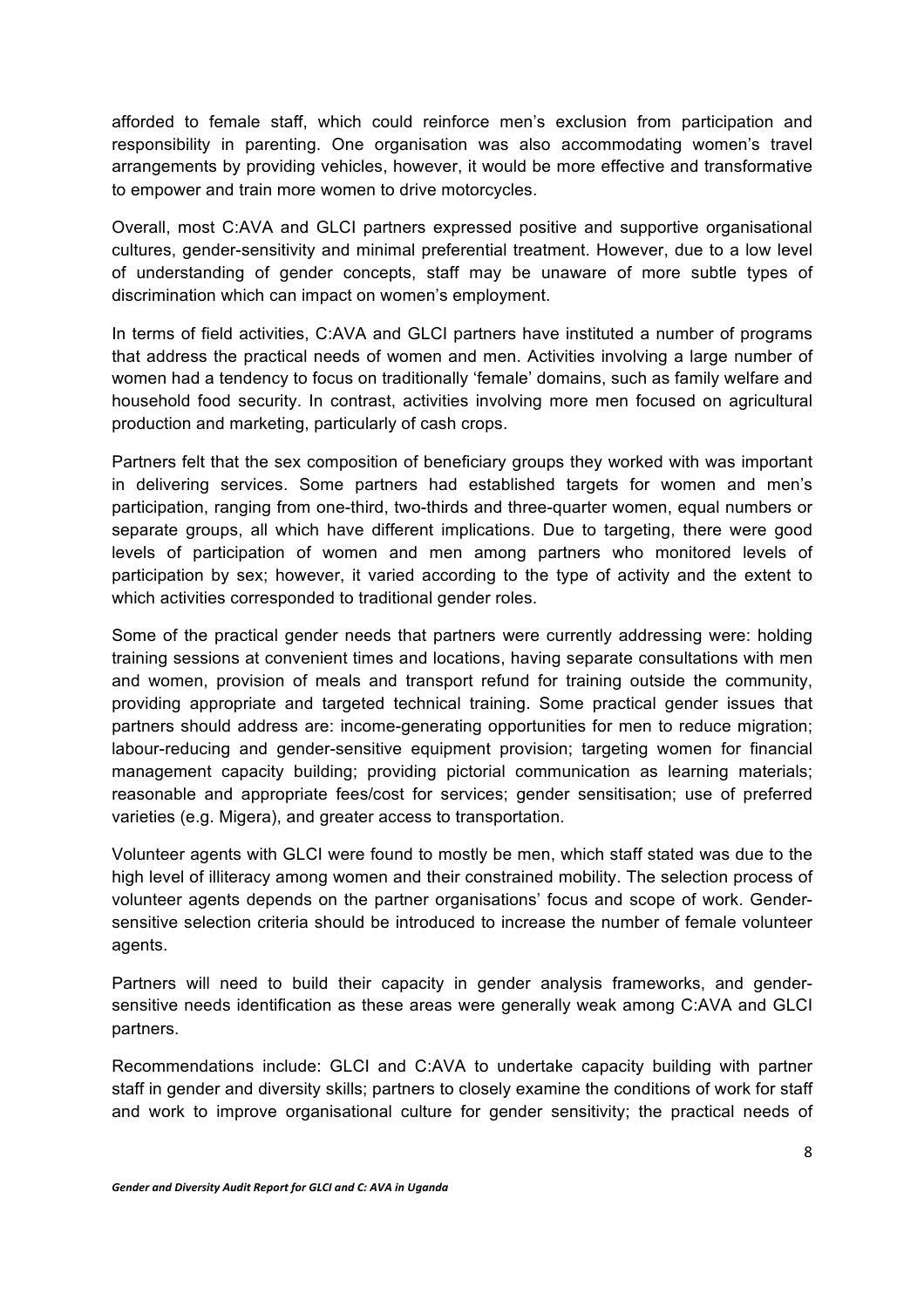afforded to female staff, which could reinforce men's exclusion from participation and responsibility in parenting. One organisation was also accommodating women's travel arrangements by providing vehicles, however, it would be more effective and transformative to empower and train more women to drive motorcycles.

Overall, most C:AVA and GLCI partners expressed positive and supportive organisational cultures, gender-sensitivity and minimal preferential treatment. However, due to a low level of understanding of gender concepts, staff may be unaware of more subtle types of discrimination which can impact on women's employment.

In terms of field activities, C:AVA and GLCI partners have instituted a number of programs that address the practical needs of women and men. Activities involving a large number of women had a tendency to focus on traditionally 'female' domains, such as family welfare and household food security. In contrast, activities involving more men focused on agricultural production and marketing, particularly of cash crops.

Partners felt that the sex composition of beneficiary groups they worked with was important in delivering services. Some partners had established targets for women and men's participation, ranging from one-third, two-thirds and three-quarter women, equal numbers or separate groups, all which have different implications. Due to targeting, there were good levels of participation of women and men among partners who monitored levels of participation by sex; however, it varied according to the type of activity and the extent to which activities corresponded to traditional gender roles.

Some of the practical gender needs that partners were currently addressing were: holding training sessions at convenient times and locations, having separate consultations with men and women, provision of meals and transport refund for training outside the community, providing appropriate and targeted technical training. Some practical gender issues that partners should address are: income-generating opportunities for men to reduce migration; labour-reducing and gender-sensitive equipment provision; targeting women for financial management capacity building; providing pictorial communication as learning materials; reasonable and appropriate fees/cost for services; gender sensitisation; use of preferred varieties (e.g. Migera), and greater access to transportation.

Volunteer agents with GLCI were found to mostly be men, which staff stated was due to the high level of illiteracy among women and their constrained mobility. The selection process of volunteer agents depends on the partner organisations' focus and scope of work. Gender-sensitive selection criteria should be introduced to increase the number of female volunteer agents.

Partners will need to build their capacity in gender analysis frameworks, and gender-sensitive needs identification as these areas were generally weak among C:AVA and GLCI partners.

Recommendations include: GLCI and C:AVA to undertake capacity building with partner staff in gender and diversity skills; partners to closely examine the conditions of work for staff and work to improve organisational culture for gender sensitivity; the practical needs of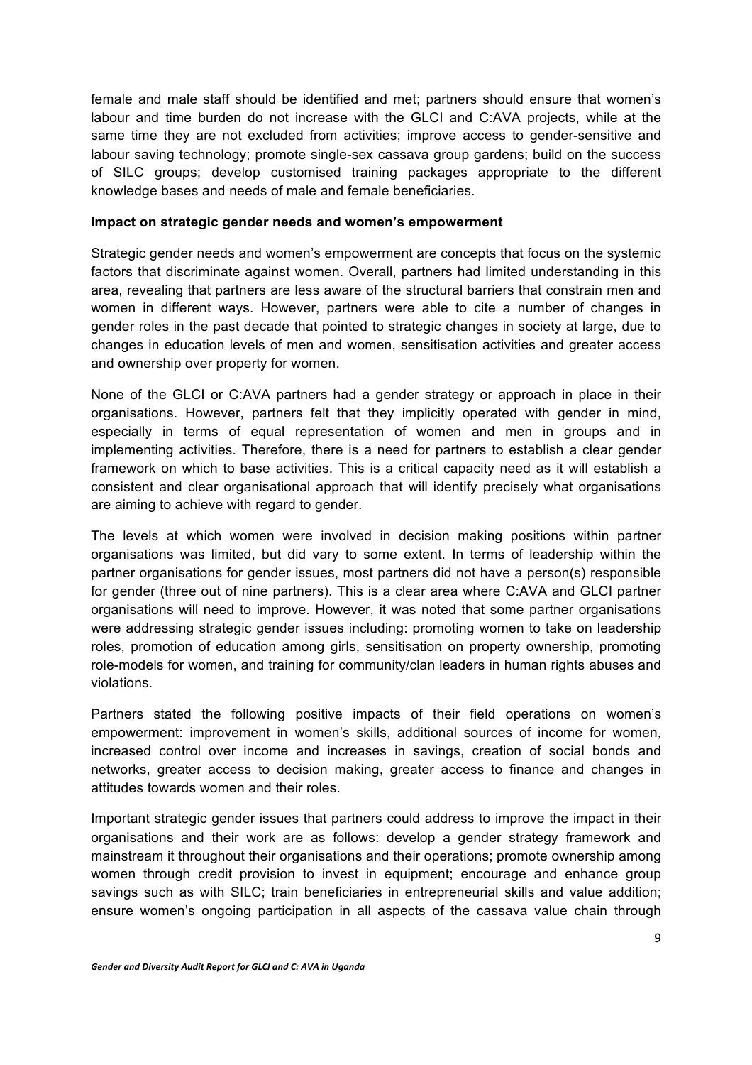female and male staff should be identified and met; partners should ensure that women's labour and time burden do not increase with the GLCI and C:AVA projects, while at the same time they are not excluded from activities; improve access to gender-sensitive and labour saving technology; promote single-sex cassava group gardens; build on the success of SILC groups; develop customised training packages appropriate to the different knowledge bases and needs of male and female beneficiaries.

**Impact on strategic gender needs and women's empowerment**

Strategic gender needs and women's empowerment are concepts that focus on the systemic factors that discriminate against women. Overall, partners had limited understanding in this area, revealing that partners are less aware of the structural barriers that constrain men and women in different ways. However, partners were able to cite a number of changes in gender roles in the past decade that pointed to strategic changes in society at large, due to changes in education levels of men and women, sensitisation activities and greater access and ownership over property for women.

None of the GLCI or C:AVA partners had a gender strategy or approach in place in their organisations. However, partners felt that they implicitly operated with gender in mind, especially in terms of equal representation of women and men in groups and in implementing activities. Therefore, there is a need for partners to establish a clear gender framework on which to base activities. This is a critical capacity need as it will establish a consistent and clear organisational approach that will identify precisely what organisations are aiming to achieve with regard to gender.

The levels at which women were involved in decision making positions within partner organisations was limited, but did vary to some extent. In terms of leadership within the partner organisations for gender issues, most partners did not have a person(s) responsible for gender (three out of nine partners). This is a clear area where C:AVA and GLCI partner organisations will need to improve. However, it was noted that some partner organisations were addressing strategic gender issues including: promoting women to take on leadership roles, promotion of education among girls, sensitisation on property ownership, promoting role-models for women, and training for community/clan leaders in human rights abuses and violations.

Partners stated the following positive impacts of their field operations on women's empowerment: improvement in women's skills, additional sources of income for women, increased control over income and increases in savings, creation of social bonds and networks, greater access to decision making, greater access to finance and changes in attitudes towards women and their roles.

Important strategic gender issues that partners could address to improve the impact in their organisations and their work are as follows: develop a gender strategy framework and mainstream it throughout their organisations and their operations; promote ownership among women through credit provision to invest in equipment; encourage and enhance group savings such as with SILC; train beneficiaries in entrepreneurial skills and value addition; ensure women's ongoing participation in all aspects of the cassava value chain through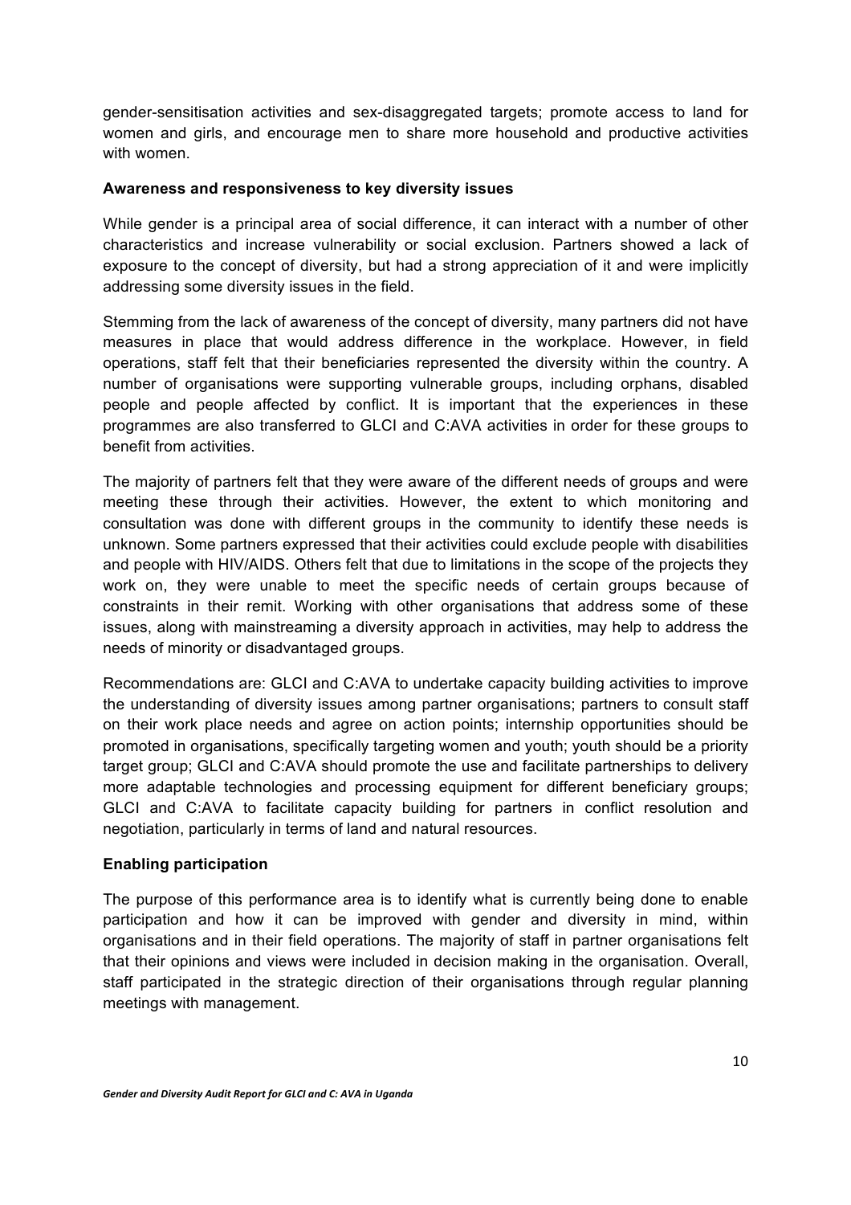gender-sensitisation activities and sex-disaggregated targets; promote access to land for women and girls, and encourage men to share more household and productive activities with women.

**Awareness and responsiveness to key diversity issues**

While gender is a principal area of social difference, it can interact with a number of other characteristics and increase vulnerability or social exclusion. Partners showed a lack of exposure to the concept of diversity, but had a strong appreciation of it and were implicitly addressing some diversity issues in the field.

Stemming from the lack of awareness of the concept of diversity, many partners did not have measures in place that would address difference in the workplace. However, in field operations, staff felt that their beneficiaries represented the diversity within the country. A number of organisations were supporting vulnerable groups, including orphans, disabled people and people affected by conflict. It is important that the experiences in these programmes are also transferred to GLCI and C:AVA activities in order for these groups to benefit from activities.

The majority of partners felt that they were aware of the different needs of groups and were meeting these through their activities. However, the extent to which monitoring and consultation was done with different groups in the community to identify these needs is unknown. Some partners expressed that their activities could exclude people with disabilities and people with HIV/AIDS. Others felt that due to limitations in the scope of the projects they work on, they were unable to meet the specific needs of certain groups because of constraints in their remit. Working with other organisations that address some of these issues, along with mainstreaming a diversity approach in activities, may help to address the needs of minority or disadvantaged groups.

Recommendations are: GLCI and C:AVA to undertake capacity building activities to improve the understanding of diversity issues among partner organisations; partners to consult staff on their work place needs and agree on action points; internship opportunities should be promoted in organisations, specifically targeting women and youth; youth should be a priority target group; GLCI and C:AVA should promote the use and facilitate partnerships to delivery more adaptable technologies and processing equipment for different beneficiary groups; GLCI and C:AVA to facilitate capacity building for partners in conflict resolution and negotiation, particularly in terms of land and natural resources.

**Enabling participation**

The purpose of this performance area is to identify what is currently being done to enable participation and how it can be improved with gender and diversity in mind, within organisations and in their field operations. The majority of staff in partner organisations felt that their opinions and views were included in decision making in the organisation. Overall, staff participated in the strategic direction of their organisations through regular planning meetings with management.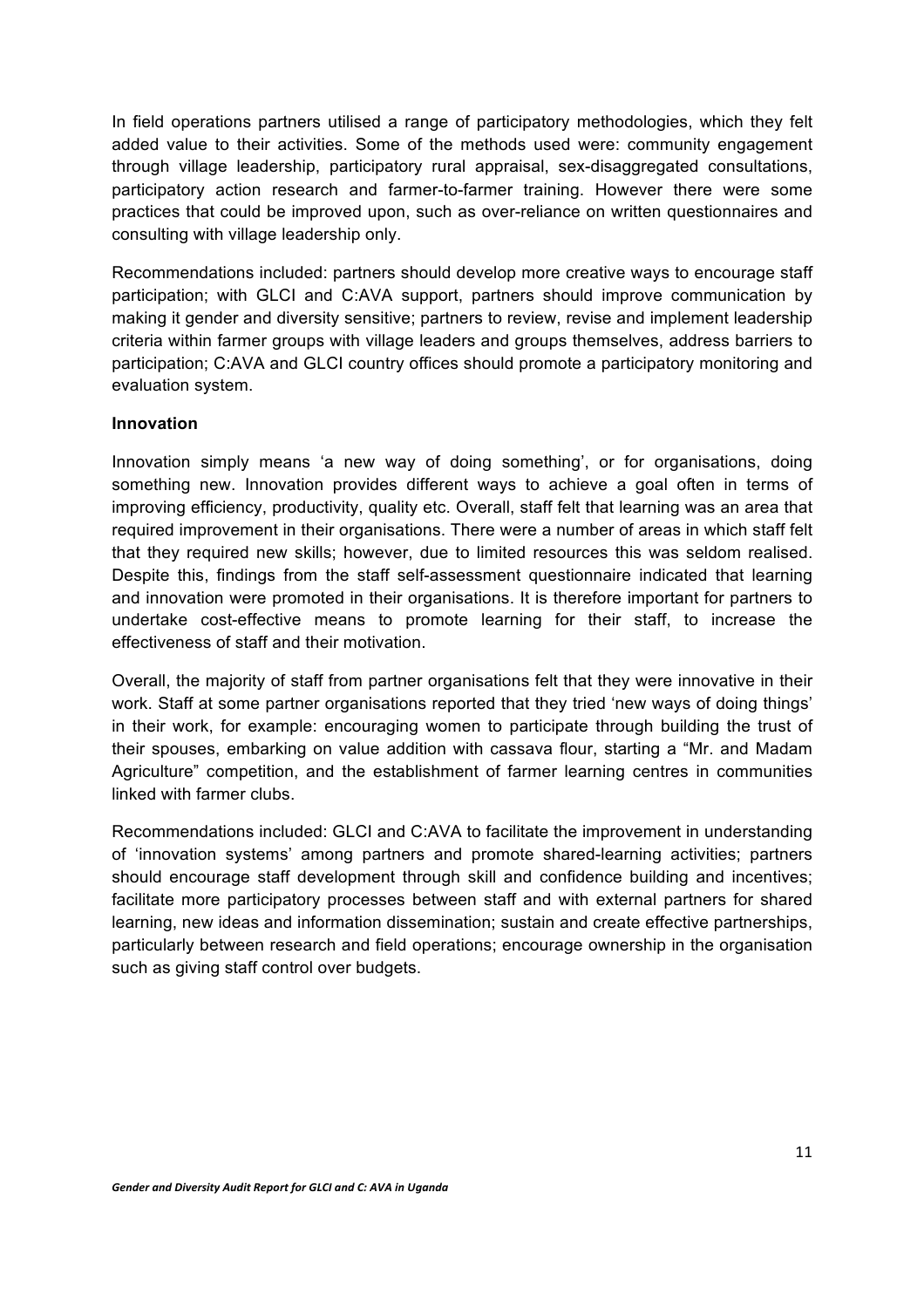In field operations partners utilised a range of participatory methodologies, which they felt added value to their activities. Some of the methods used were: community engagement through village leadership, participatory rural appraisal, sex-disaggregated consultations, participatory action research and farmer-to-farmer training. However there were some practices that could be improved upon, such as over-reliance on written questionnaires and consulting with village leadership only.

Recommendations included: partners should develop more creative ways to encourage staff participation; with GLCI and C:AVA support, partners should improve communication by making it gender and diversity sensitive; partners to review, revise and implement leadership criteria within farmer groups with village leaders and groups themselves, address barriers to participation; C:AVA and GLCI country offices should promote a participatory monitoring and evaluation system.

**Innovation**

Innovation simply means 'a new way of doing something', or for organisations, doing something new. Innovation provides different ways to achieve a goal often in terms of improving efficiency, productivity, quality etc. Overall, staff felt that learning was an area that required improvement in their organisations. There were a number of areas in which staff felt that they required new skills; however, due to limited resources this was seldom realised. Despite this, findings from the staff self-assessment questionnaire indicated that learning and innovation were promoted in their organisations. It is therefore important for partners to undertake cost-effective means to promote learning for their staff, to increase the effectiveness of staff and their motivation.

Overall, the majority of staff from partner organisations felt that they were innovative in their work. Staff at some partner organisations reported that they tried 'new ways of doing things' in their work, for example: encouraging women to participate through building the trust of their spouses, embarking on value addition with cassava flour, starting a "Mr. and Madam Agriculture" competition, and the establishment of farmer learning centres in communities linked with farmer clubs.

Recommendations included: GLCI and C:AVA to facilitate the improvement in understanding of 'innovation systems' among partners and promote shared-learning activities; partners should encourage staff development through skill and confidence building and incentives; facilitate more participatory processes between staff and with external partners for shared learning, new ideas and information dissemination; sustain and create effective partnerships, particularly between research and field operations; encourage ownership in the organisation such as giving staff control over budgets.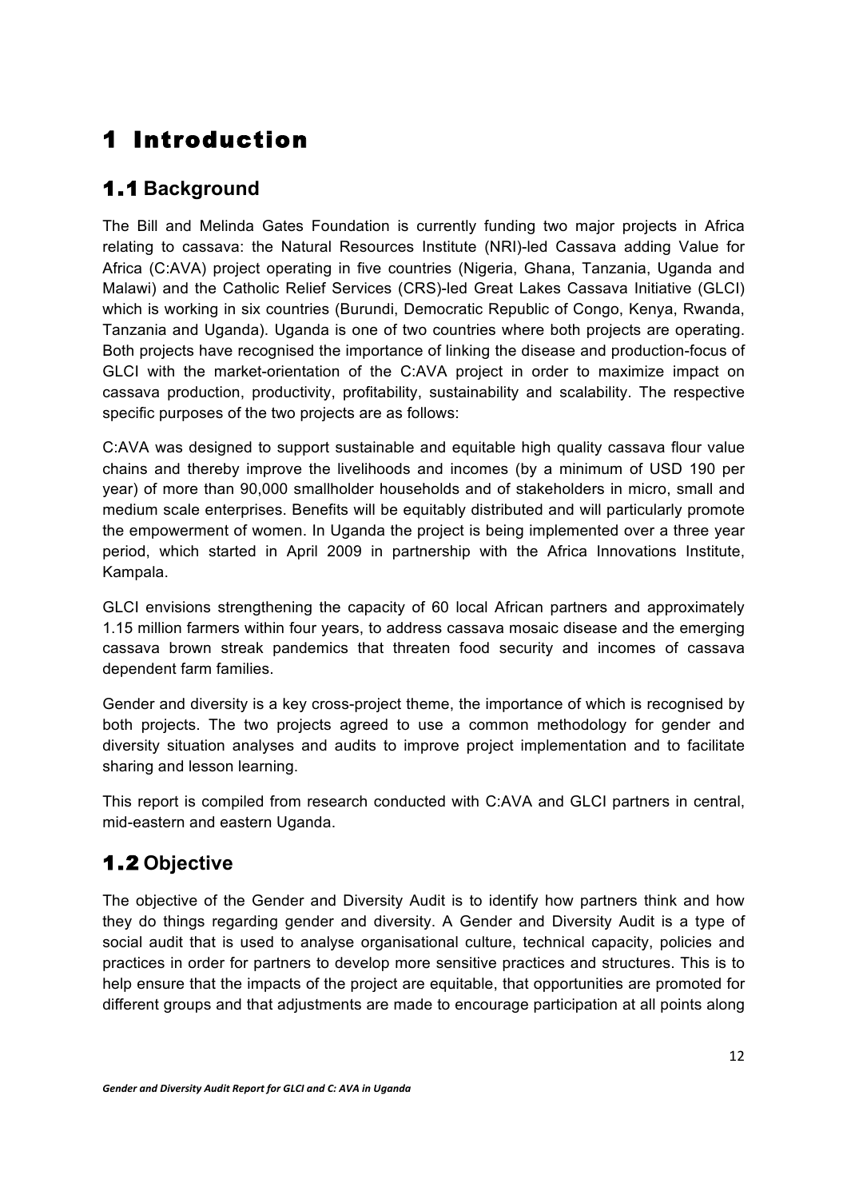# 1 Introduction

## 1.1 Background

The Bill and Melinda Gates Foundation is currently funding two major projects in Africa relating to cassava: the Natural Resources Institute (NRI)-led Cassava adding Value for Africa (C:AVA) project operating in five countries (Nigeria, Ghana, Tanzania, Uganda and Malawi) and the Catholic Relief Services (CRS)-led Great Lakes Cassava Initiative (GLCI) which is working in six countries (Burundi, Democratic Republic of Congo, Kenya, Rwanda, Tanzania and Uganda). Uganda is one of two countries where both projects are operating. Both projects have recognised the importance of linking the disease and production-focus of GLCI with the market-orientation of the C:AVA project in order to maximize impact on cassava production, productivity, profitability, sustainability and scalability. The respective specific purposes of the two projects are as follows:

C:AVA was designed to support sustainable and equitable high quality cassava flour value chains and thereby improve the livelihoods and incomes (by a minimum of USD 190 per year) of more than 90,000 smallholder households and of stakeholders in micro, small and medium scale enterprises. Benefits will be equitably distributed and will particularly promote the empowerment of women. In Uganda the project is being implemented over a three year period, which started in April 2009 in partnership with the Africa Innovations Institute, Kampala.

GLCI envisions strengthening the capacity of 60 local African partners and approximately 1.15 million farmers within four years, to address cassava mosaic disease and the emerging cassava brown streak pandemics that threaten food security and incomes of cassava dependent farm families.

Gender and diversity is a key cross-project theme, the importance of which is recognised by both projects. The two projects agreed to use a common methodology for gender and diversity situation analyses and audits to improve project implementation and to facilitate sharing and lesson learning.

This report is compiled from research conducted with C:AVA and GLCI partners in central, mid-eastern and eastern Uganda.

## 1.2 Objective

The objective of the Gender and Diversity Audit is to identify how partners think and how they do things regarding gender and diversity. A Gender and Diversity Audit is a type of social audit that is used to analyse organisational culture, technical capacity, policies and practices in order for partners to develop more sensitive practices and structures. This is to help ensure that the impacts of the project are equitable, that opportunities are promoted for different groups and that adjustments are made to encourage participation at all points along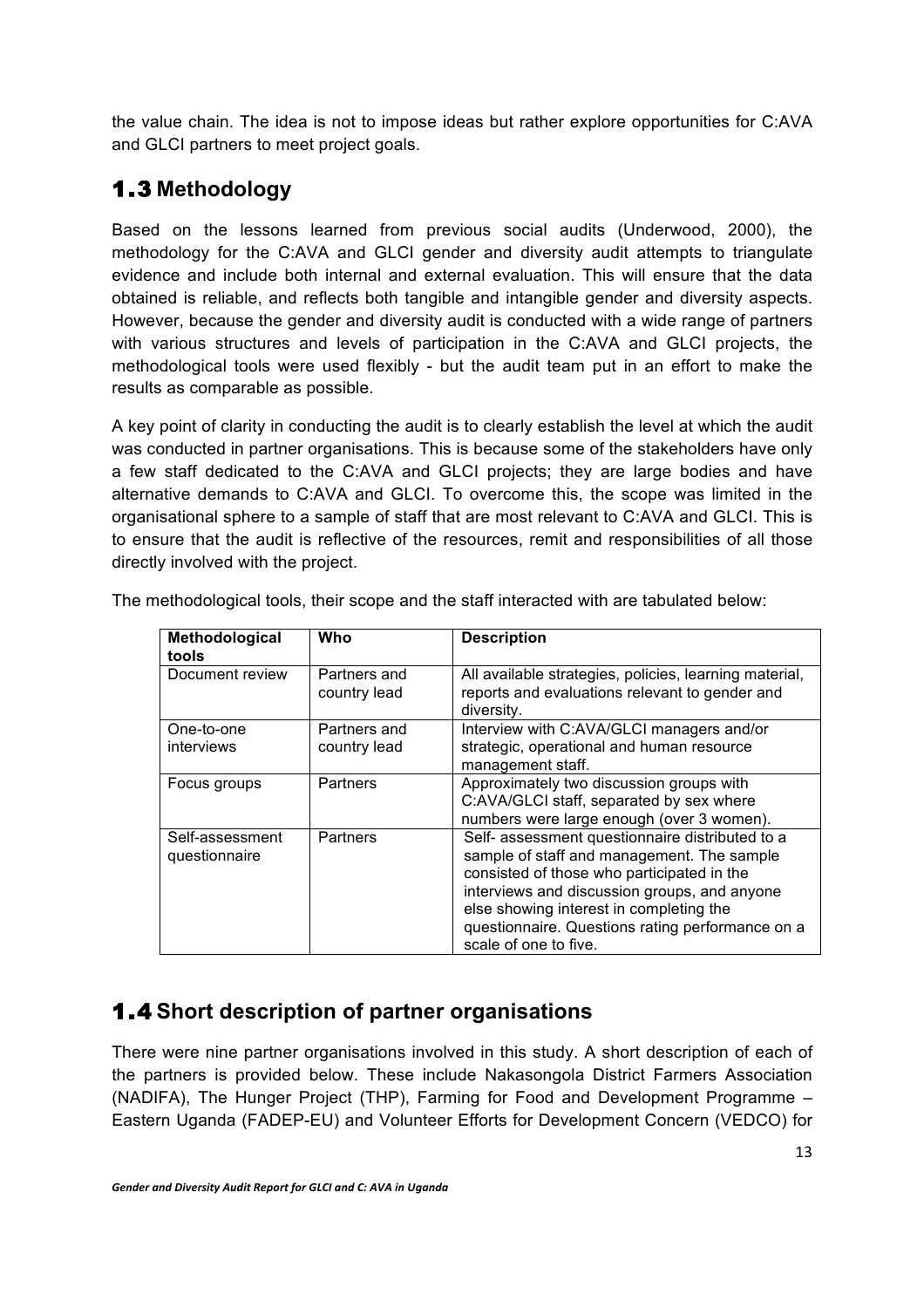the value chain. The idea is not to impose ideas but rather explore opportunities for C:AVA and GLCI partners to meet project goals.

## 1.3 Methodology

Based on the lessons learned from previous social audits (Underwood, 2000), the methodology for the C:AVA and GLCI gender and diversity audit attempts to triangulate evidence and include both internal and external evaluation. This will ensure that the data obtained is reliable, and reflects both tangible and intangible gender and diversity aspects. However, because the gender and diversity audit is conducted with a wide range of partners with various structures and levels of participation in the C:AVA and GLCI projects, the methodological tools were used flexibly - but the audit team put in an effort to make the results as comparable as possible.

A key point of clarity in conducting the audit is to clearly establish the level at which the audit was conducted in partner organisations. This is because some of the stakeholders have only a few staff dedicated to the C:AVA and GLCI projects; they are large bodies and have alternative demands to C:AVA and GLCI. To overcome this, the scope was limited in the organisational sphere to a sample of staff that are most relevant to C:AVA and GLCI. This is to ensure that the audit is reflective of the resources, remit and responsibilities of all those directly involved with the project.

The methodological tools, their scope and the staff interacted with are tabulated below:

| Methodological tools | Who | Description |
|---|---|---|
| Document review | Partners and country lead | All available strategies, policies, learning material, reports and evaluations relevant to gender and diversity. |
| One-to-one interviews | Partners and country lead | Interview with C:AVA/GLCI managers and/or strategic, operational and human resource management staff. |
| Focus groups | Partners | Approximately two discussion groups with C:AVA/GLCI staff, separated by sex where numbers were large enough (over 3 women). |
| Self-assessment questionnaire | Partners | Self- assessment questionnaire distributed to a sample of staff and management. The sample consisted of those who participated in the interviews and discussion groups, and anyone else showing interest in completing the questionnaire. Questions rating performance on a scale of one to five. |

## 1.4 Short description of partner organisations

There were nine partner organisations involved in this study. A short description of each of the partners is provided below. These include Nakasongola District Farmers Association (NADIFA), The Hunger Project (THP), Farming for Food and Development Programme – Eastern Uganda (FADEP-EU) and Volunteer Efforts for Development Concern (VEDCO) for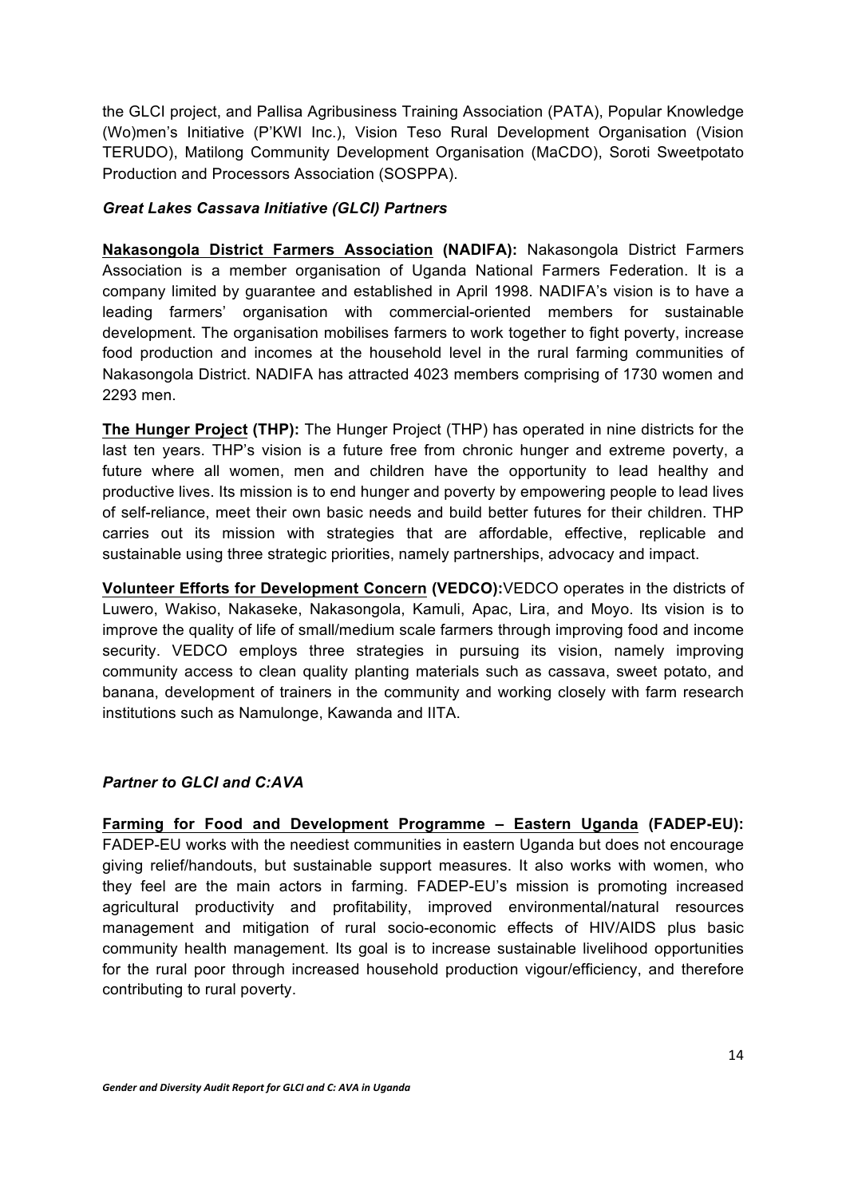the GLCI project, and Pallisa Agribusiness Training Association (PATA), Popular Knowledge (Wo)men's Initiative (P'KWI Inc.), Vision Teso Rural Development Organisation (Vision TERUDO), Matilong Community Development Organisation (MaCDO), Soroti Sweetpotato Production and Processors Association (SOSPPA).

### *Great Lakes Cassava Initiative (GLCI) Partners*

**Nakasongola District Farmers Association (NADIFA):** Nakasongola District Farmers Association is a member organisation of Uganda National Farmers Federation. It is a company limited by guarantee and established in April 1998. NADIFA's vision is to have a leading farmers' organisation with commercial-oriented members for sustainable development. The organisation mobilises farmers to work together to fight poverty, increase food production and incomes at the household level in the rural farming communities of Nakasongola District. NADIFA has attracted 4023 members comprising of 1730 women and 2293 men.

**The Hunger Project (THP):** The Hunger Project (THP) has operated in nine districts for the last ten years. THP's vision is a future free from chronic hunger and extreme poverty, a future where all women, men and children have the opportunity to lead healthy and productive lives. Its mission is to end hunger and poverty by empowering people to lead lives of self-reliance, meet their own basic needs and build better futures for their children. THP carries out its mission with strategies that are affordable, effective, replicable and sustainable using three strategic priorities, namely partnerships, advocacy and impact.

**Volunteer Efforts for Development Concern (VEDCO):** VEDCO operates in the districts of Luwero, Wakiso, Nakaseke, Nakasongola, Kamuli, Apac, Lira, and Moyo. Its vision is to improve the quality of life of small/medium scale farmers through improving food and income security. VEDCO employs three strategies in pursuing its vision, namely improving community access to clean quality planting materials such as cassava, sweet potato, and banana, development of trainers in the community and working closely with farm research institutions such as Namulonge, Kawanda and IITA.

### *Partner to GLCI and C:AVA*

**Farming for Food and Development Programme – Eastern Uganda (FADEP-EU):** FADEP-EU works with the neediest communities in eastern Uganda but does not encourage giving relief/handouts, but sustainable support measures. It also works with women, who they feel are the main actors in farming. FADEP-EU's mission is promoting increased agricultural productivity and profitability, improved environmental/natural resources management and mitigation of rural socio-economic effects of HIV/AIDS plus basic community health management. Its goal is to increase sustainable livelihood opportunities for the rural poor through increased household production vigour/efficiency, and therefore contributing to rural poverty.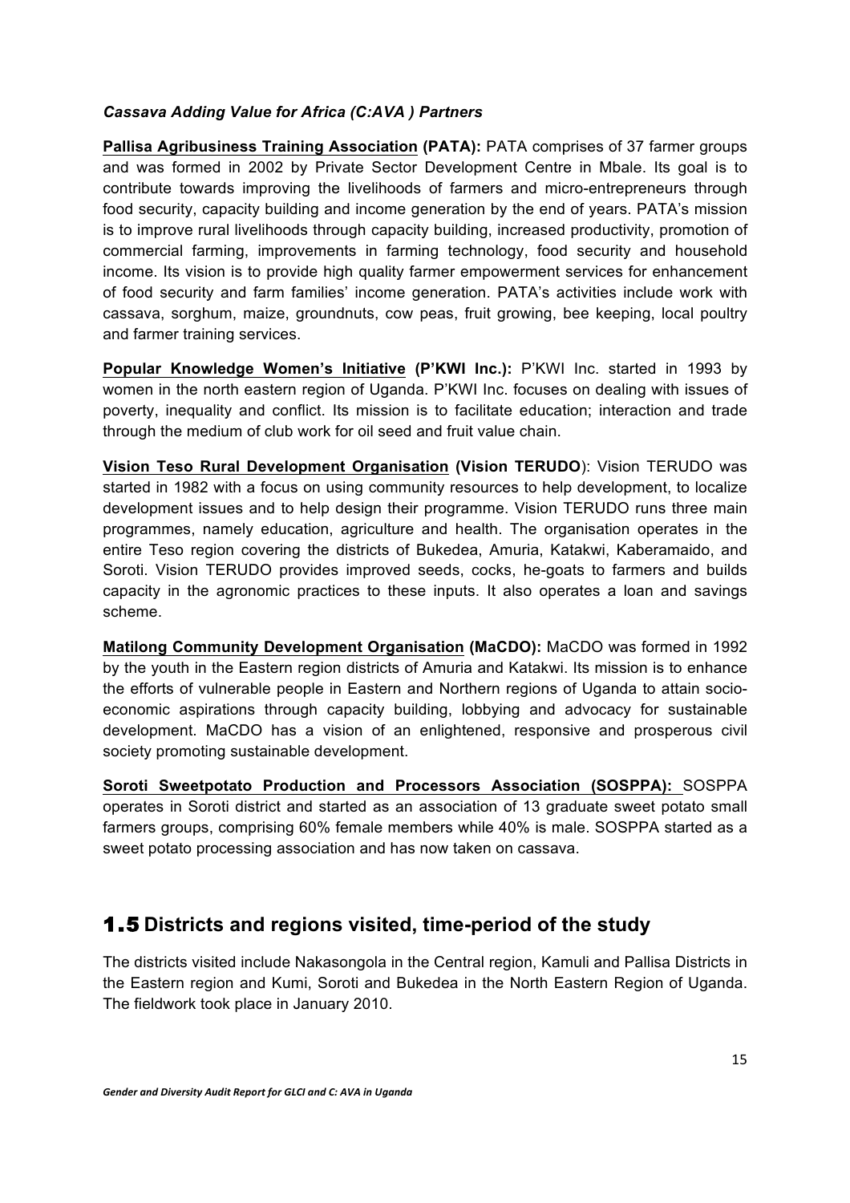***Cassava Adding Value for Africa (C:AVA ) Partners***

**Pallisa Agribusiness Training Association (PATA):** PATA comprises of 37 farmer groups and was formed in 2002 by Private Sector Development Centre in Mbale. Its goal is to contribute towards improving the livelihoods of farmers and micro-entrepreneurs through food security, capacity building and income generation by the end of years. PATA's mission is to improve rural livelihoods through capacity building, increased productivity, promotion of commercial farming, improvements in farming technology, food security and household income. Its vision is to provide high quality farmer empowerment services for enhancement of food security and farm families' income generation. PATA's activities include work with cassava, sorghum, maize, groundnuts, cow peas, fruit growing, bee keeping, local poultry and farmer training services.

**Popular Knowledge Women's Initiative (P'KWI Inc.):** P'KWI Inc. started in 1993 by women in the north eastern region of Uganda. P'KWI Inc. focuses on dealing with issues of poverty, inequality and conflict. Its mission is to facilitate education; interaction and trade through the medium of club work for oil seed and fruit value chain.

**Vision Teso Rural Development Organisation (Vision TERUDO)**: Vision TERUDO was started in 1982 with a focus on using community resources to help development, to localize development issues and to help design their programme. Vision TERUDO runs three main programmes, namely education, agriculture and health. The organisation operates in the entire Teso region covering the districts of Bukedea, Amuria, Katakwi, Kaberamaido, and Soroti. Vision TERUDO provides improved seeds, cocks, he-goats to farmers and builds capacity in the agronomic practices to these inputs. It also operates a loan and savings scheme.

**Matilong Community Development Organisation (MaCDO):** MaCDO was formed in 1992 by the youth in the Eastern region districts of Amuria and Katakwi. Its mission is to enhance the efforts of vulnerable people in Eastern and Northern regions of Uganda to attain socio-economic aspirations through capacity building, lobbying and advocacy for sustainable development. MaCDO has a vision of an enlightened, responsive and prosperous civil society promoting sustainable development.

**Soroti Sweetpotato Production and Processors Association (SOSPPA):** SOSPPA operates in Soroti district and started as an association of 13 graduate sweet potato small farmers groups, comprising 60% female members while 40% is male. SOSPPA started as a sweet potato processing association and has now taken on cassava.

## 1.5 Districts and regions visited, time-period of the study

The districts visited include Nakasongola in the Central region, Kamuli and Pallisa Districts in the Eastern region and Kumi, Soroti and Bukedea in the North Eastern Region of Uganda. The fieldwork took place in January 2010.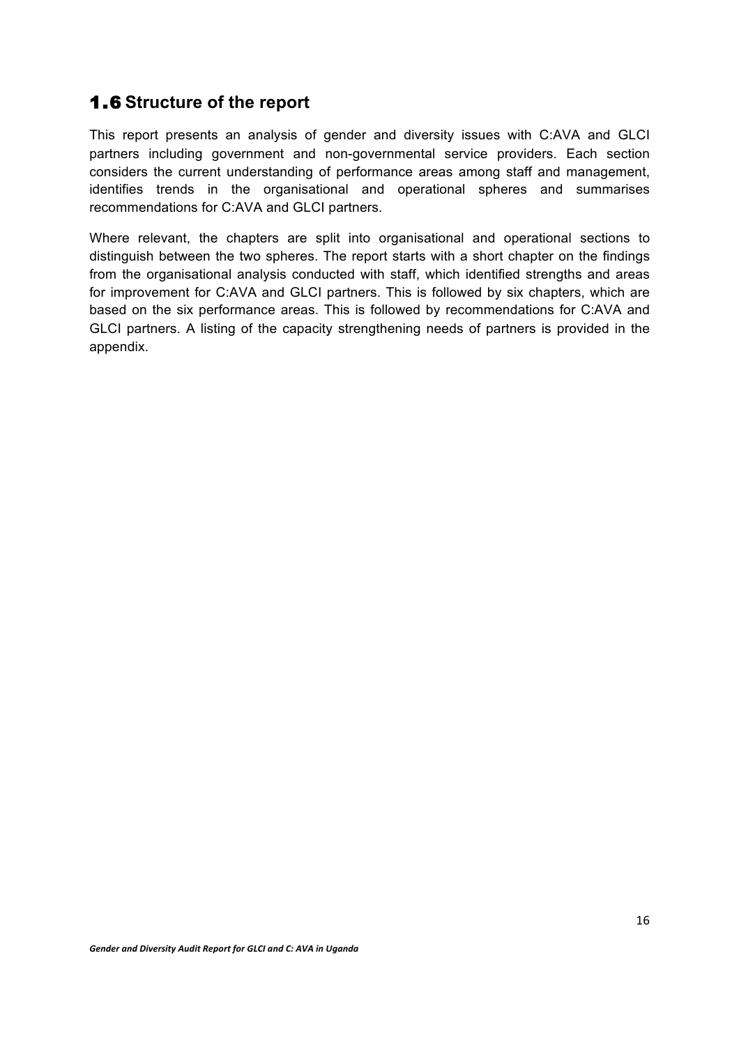## 1.6 Structure of the report

This report presents an analysis of gender and diversity issues with C:AVA and GLCI partners including government and non-governmental service providers. Each section considers the current understanding of performance areas among staff and management, identifies trends in the organisational and operational spheres and summarises recommendations for C:AVA and GLCI partners.

Where relevant, the chapters are split into organisational and operational sections to distinguish between the two spheres. The report starts with a short chapter on the findings from the organisational analysis conducted with staff, which identified strengths and areas for improvement for C:AVA and GLCI partners. This is followed by six chapters, which are based on the six performance areas. This is followed by recommendations for C:AVA and GLCI partners. A listing of the capacity strengthening needs of partners is provided in the appendix.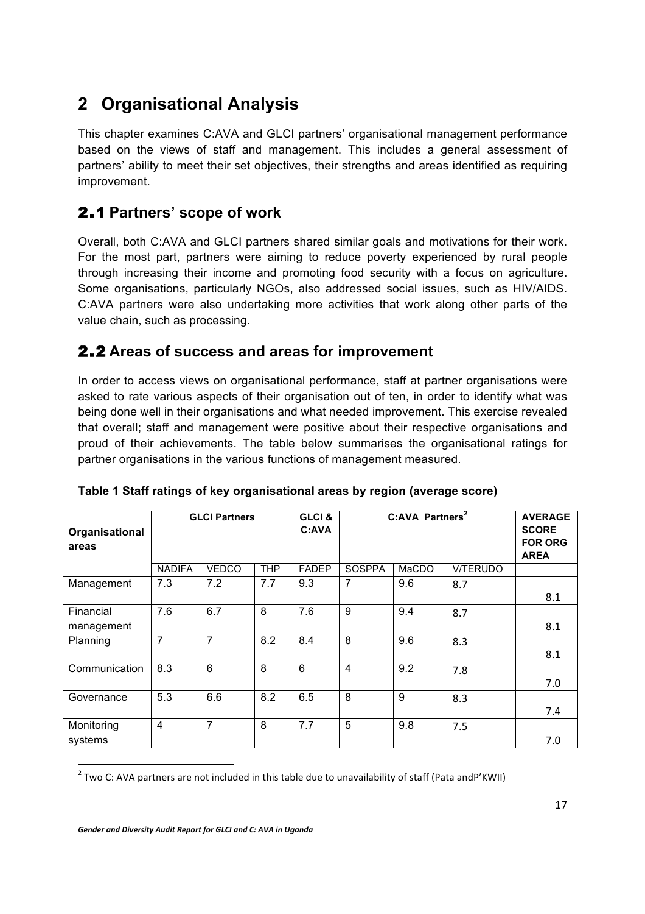# 2 Organisational Analysis

This chapter examines C:AVA and GLCI partners' organisational management performance based on the views of staff and management. This includes a general assessment of partners' ability to meet their set objectives, their strengths and areas identified as requiring improvement.

## 2.1 Partners' scope of work

Overall, both C:AVA and GLCI partners shared similar goals and motivations for their work. For the most part, partners were aiming to reduce poverty experienced by rural people through increasing their income and promoting food security with a focus on agriculture. Some organisations, particularly NGOs, also addressed social issues, such as HIV/AIDS. C:AVA partners were also undertaking more activities that work along other parts of the value chain, such as processing.

## 2.2 Areas of success and areas for improvement

In order to access views on organisational performance, staff at partner organisations were asked to rate various aspects of their organisation out of ten, in order to identify what was being done well in their organisations and what needed improvement. This exercise revealed that overall; staff and management were positive about their respective organisations and proud of their achievements. The table below summarises the organisational ratings for partner organisations in the various functions of management measured.

**Table 1 Staff ratings of key organisational areas by region (average score)**

| Organisational areas | GLCI Partners | | | GLCI & C:AVA | C:AVA Partners[2] | | | AVERAGE SCORE FOR ORG AREA |
|---|---|---|---|---|---|---|---|---|
| | NADIFA | VEDCO | THP | FADEP | SOSPPA | MaCDO | V/TERUDO | |
| Management | 7.3 | 7.2 | 7.7 | 9.3 | 7 | 9.6 | 8.7 | 8.1 |
| Financial management | 7.6 | 6.7 | 8 | 7.6 | 9 | 9.4 | 8.7 | 8.1 |
| Planning | 7 | 7 | 8.2 | 8.4 | 8 | 9.6 | 8.3 | 8.1 |
| Communication | 8.3 | 6 | 8 | 6 | 4 | 9.2 | 7.8 | 7.0 |
| Governance | 5.3 | 6.6 | 8.2 | 6.5 | 8 | 9 | 8.3 | 7.4 |
| Monitoring systems | 4 | 7 | 8 | 7.7 | 5 | 9.8 | 7.5 | 7.0 |

[2] Two C: AVA partners are not included in this table due to unavailability of staff (Pata andP'KWII)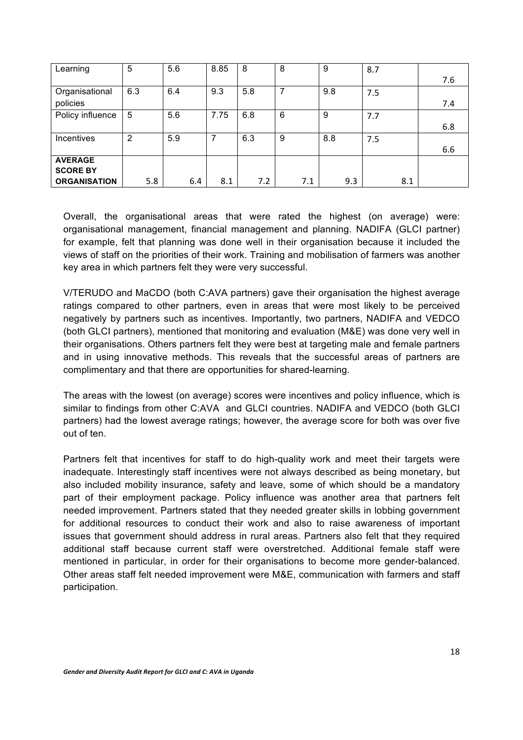| Learning | 5 | 5.6 | 8.85 | 8 | 8 | 9 | 8.7 | 7.6 |
|---|---|---|---|---|---|---|---|---|
| Organisational policies | 6.3 | 6.4 | 9.3 | 5.8 | 7 | 9.8 | 7.5 | 7.4 |
| Policy influence | 5 | 5.6 | 7.75 | 6.8 | 6 | 9 | 7.7 | 6.8 |
| Incentives | 2 | 5.9 | 7 | 6.3 | 9 | 8.8 | 7.5 | 6.6 |
| **AVERAGE SCORE BY ORGANISATION** | 5.8 | 6.4 | 8.1 | 7.2 | 7.1 | 9.3 | 8.1 | |

Overall, the organisational areas that were rated the highest (on average) were: organisational management, financial management and planning. NADIFA (GLCI partner) for example, felt that planning was done well in their organisation because it included the views of staff on the priorities of their work. Training and mobilisation of farmers was another key area in which partners felt they were very successful.

V/TERUDO and MaCDO (both C:AVA partners) gave their organisation the highest average ratings compared to other partners, even in areas that were most likely to be perceived negatively by partners such as incentives. Importantly, two partners, NADIFA and VEDCO (both GLCI partners), mentioned that monitoring and evaluation (M&E) was done very well in their organisations. Others partners felt they were best at targeting male and female partners and in using innovative methods. This reveals that the successful areas of partners are complimentary and that there are opportunities for shared-learning.

The areas with the lowest (on average) scores were incentives and policy influence, which is similar to findings from other C:AVA and GLCI countries. NADIFA and VEDCO (both GLCI partners) had the lowest average ratings; however, the average score for both was over five out of ten.

Partners felt that incentives for staff to do high-quality work and meet their targets were inadequate. Interestingly staff incentives were not always described as being monetary, but also included mobility insurance, safety and leave, some of which should be a mandatory part of their employment package. Policy influence was another area that partners felt needed improvement. Partners stated that they needed greater skills in lobbing government for additional resources to conduct their work and also to raise awareness of important issues that government should address in rural areas. Partners also felt that they required additional staff because current staff were overstretched. Additional female staff were mentioned in particular, in order for their organisations to become more gender-balanced. Other areas staff felt needed improvement were M&E, communication with farmers and staff participation.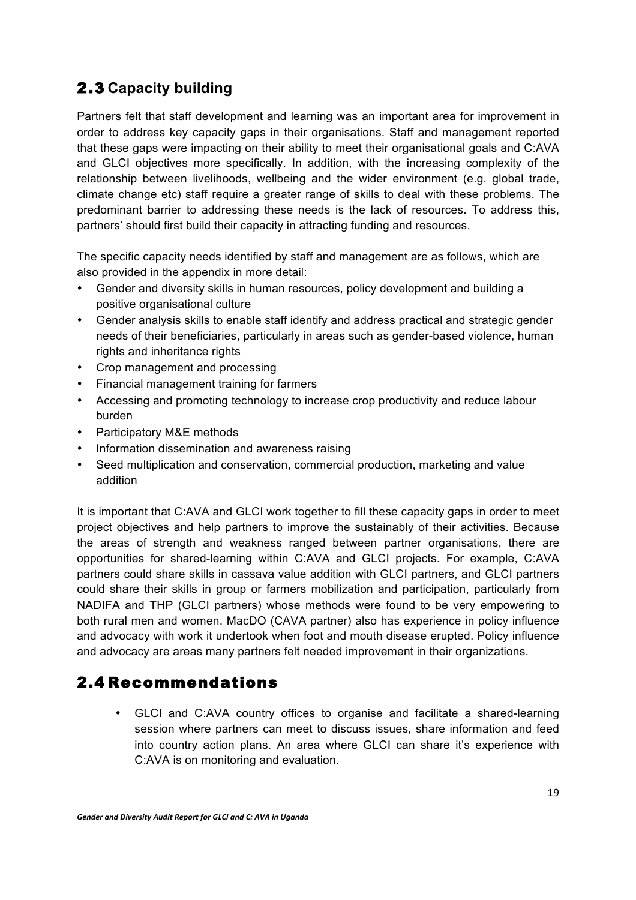## 2.3 Capacity building

Partners felt that staff development and learning was an important area for improvement in order to address key capacity gaps in their organisations. Staff and management reported that these gaps were impacting on their ability to meet their organisational goals and C:AVA and GLCI objectives more specifically. In addition, with the increasing complexity of the relationship between livelihoods, wellbeing and the wider environment (e.g. global trade, climate change etc) staff require a greater range of skills to deal with these problems. The predominant barrier to addressing these needs is the lack of resources. To address this, partners' should first build their capacity in attracting funding and resources.

The specific capacity needs identified by staff and management are as follows, which are also provided in the appendix in more detail:

- Gender and diversity skills in human resources, policy development and building a positive organisational culture
- Gender analysis skills to enable staff identify and address practical and strategic gender needs of their beneficiaries, particularly in areas such as gender-based violence, human rights and inheritance rights
- Crop management and processing
- Financial management training for farmers
- Accessing and promoting technology to increase crop productivity and reduce labour burden
- Participatory M&E methods
- Information dissemination and awareness raising
- Seed multiplication and conservation, commercial production, marketing and value addition

It is important that C:AVA and GLCI work together to fill these capacity gaps in order to meet project objectives and help partners to improve the sustainably of their activities. Because the areas of strength and weakness ranged between partner organisations, there are opportunities for shared-learning within C:AVA and GLCI projects. For example, C:AVA partners could share skills in cassava value addition with GLCI partners, and GLCI partners could share their skills in group or farmers mobilization and participation, particularly from NADIFA and THP (GLCI partners) whose methods were found to be very empowering to both rural men and women. MacDO (CAVA partner) also has experience in policy influence and advocacy with work it undertook when foot and mouth disease erupted. Policy influence and advocacy are areas many partners felt needed improvement in their organizations.

## 2.4 Recommendations

- GLCI and C:AVA country offices to organise and facilitate a shared-learning session where partners can meet to discuss issues, share information and feed into country action plans. An area where GLCI can share it's experience with C:AVA is on monitoring and evaluation.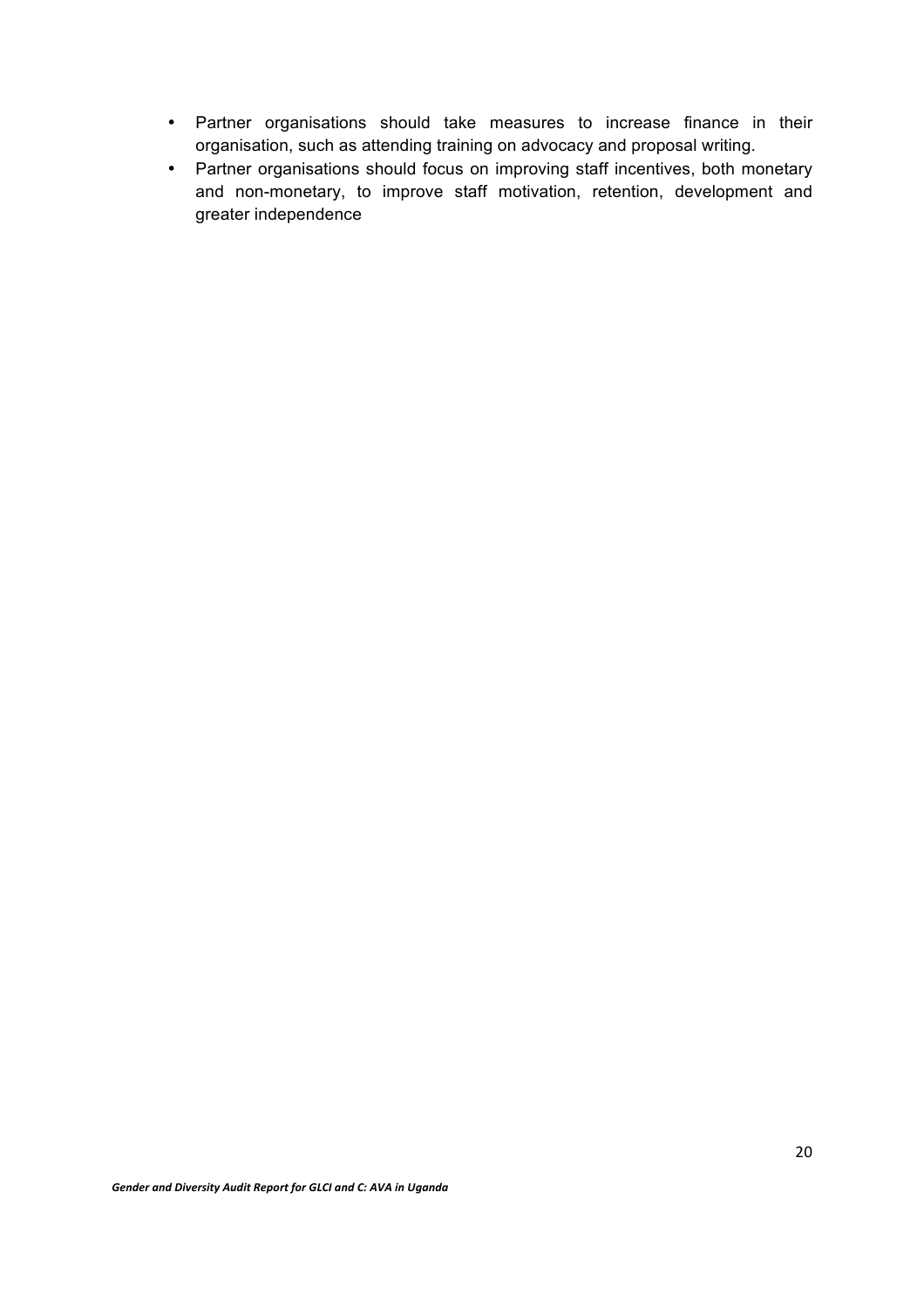- Partner organisations should take measures to increase finance in their organisation, such as attending training on advocacy and proposal writing.
- Partner organisations should focus on improving staff incentives, both monetary and non-monetary, to improve staff motivation, retention, development and greater independence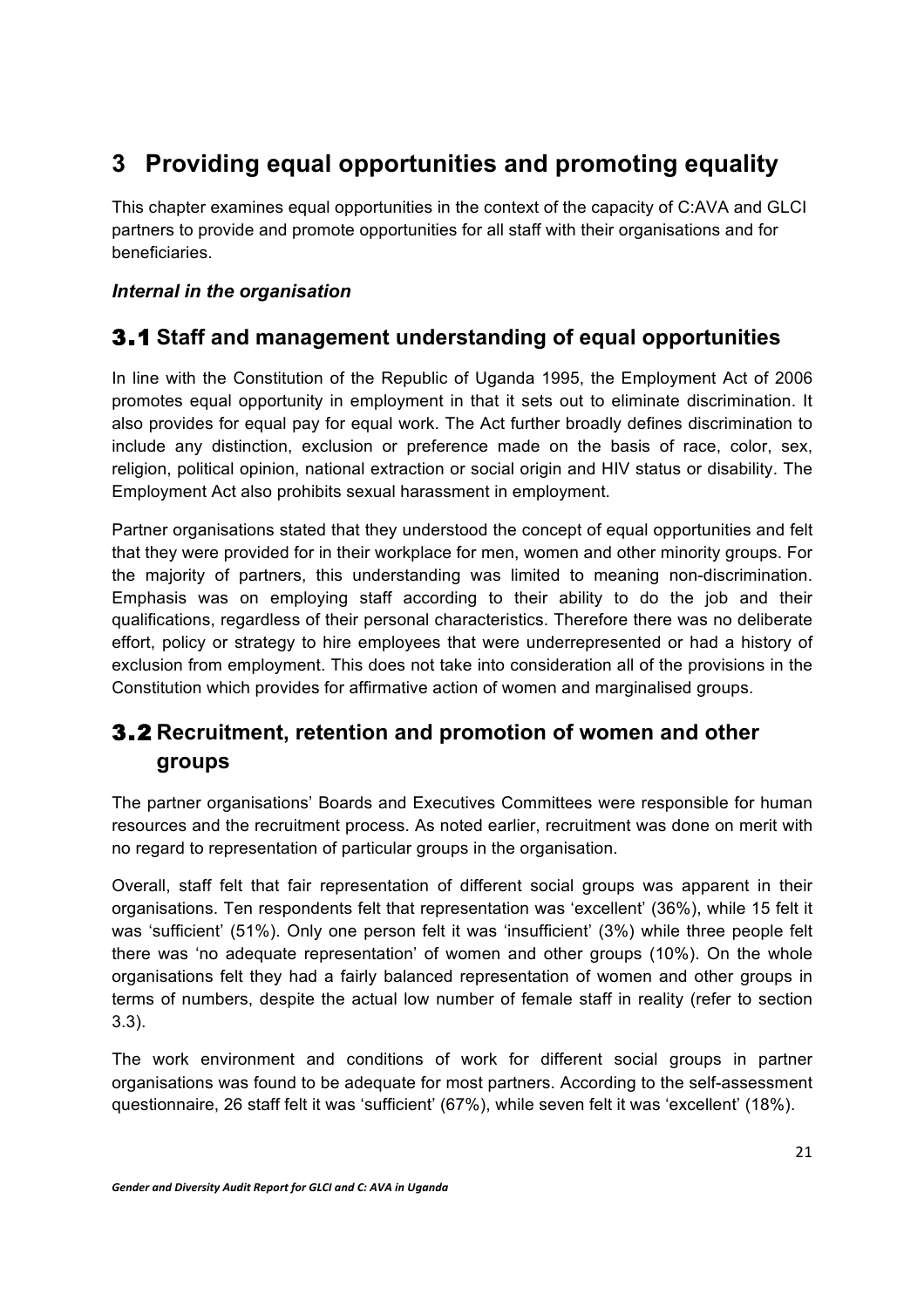# 3 Providing equal opportunities and promoting equality

This chapter examines equal opportunities in the context of the capacity of C:AVA and GLCI partners to provide and promote opportunities for all staff with their organisations and for beneficiaries.

### *Internal in the organisation*

## 3.1 Staff and management understanding of equal opportunities

In line with the Constitution of the Republic of Uganda 1995, the Employment Act of 2006 promotes equal opportunity in employment in that it sets out to eliminate discrimination. It also provides for equal pay for equal work. The Act further broadly defines discrimination to include any distinction, exclusion or preference made on the basis of race, color, sex, religion, political opinion, national extraction or social origin and HIV status or disability. The Employment Act also prohibits sexual harassment in employment.

Partner organisations stated that they understood the concept of equal opportunities and felt that they were provided for in their workplace for men, women and other minority groups. For the majority of partners, this understanding was limited to meaning non-discrimination. Emphasis was on employing staff according to their ability to do the job and their qualifications, regardless of their personal characteristics. Therefore there was no deliberate effort, policy or strategy to hire employees that were underrepresented or had a history of exclusion from employment. This does not take into consideration all of the provisions in the Constitution which provides for affirmative action of women and marginalised groups.

## 3.2 Recruitment, retention and promotion of women and other groups

The partner organisations' Boards and Executives Committees were responsible for human resources and the recruitment process. As noted earlier, recruitment was done on merit with no regard to representation of particular groups in the organisation.

Overall, staff felt that fair representation of different social groups was apparent in their organisations. Ten respondents felt that representation was 'excellent' (36%), while 15 felt it was 'sufficient' (51%). Only one person felt it was 'insufficient' (3%) while three people felt there was 'no adequate representation' of women and other groups (10%). On the whole organisations felt they had a fairly balanced representation of women and other groups in terms of numbers, despite the actual low number of female staff in reality (refer to section 3.3).

The work environment and conditions of work for different social groups in partner organisations was found to be adequate for most partners. According to the self-assessment questionnaire, 26 staff felt it was 'sufficient' (67%), while seven felt it was 'excellent' (18%).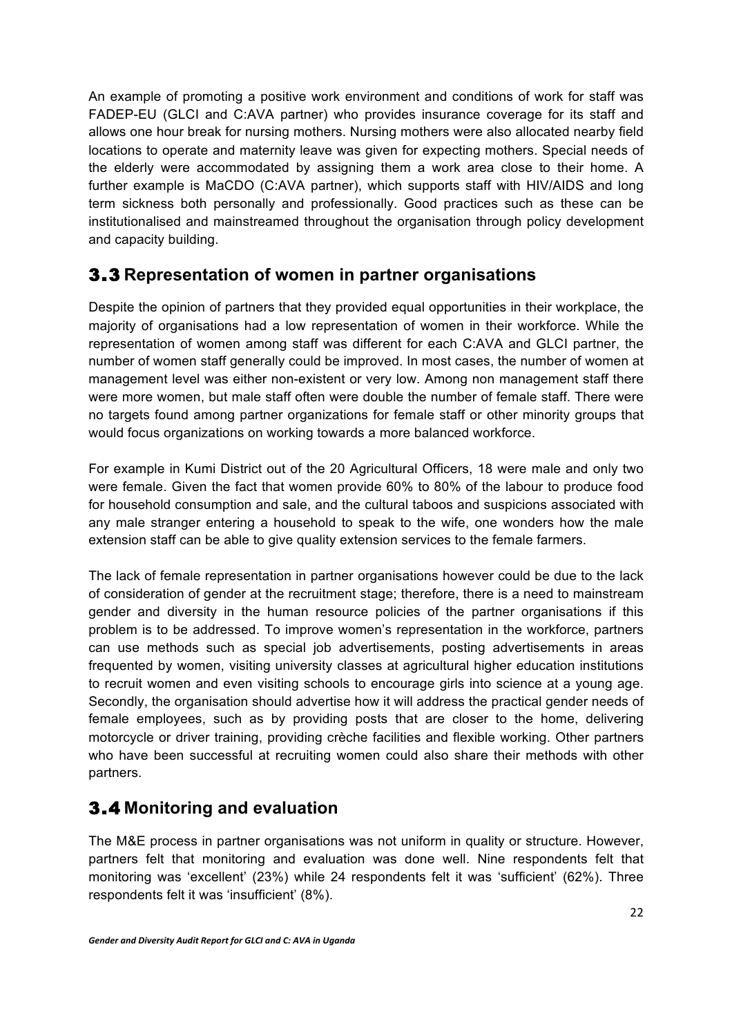An example of promoting a positive work environment and conditions of work for staff was FADEP-EU (GLCI and C:AVA partner) who provides insurance coverage for its staff and allows one hour break for nursing mothers. Nursing mothers were also allocated nearby field locations to operate and maternity leave was given for expecting mothers. Special needs of the elderly were accommodated by assigning them a work area close to their home. A further example is MaCDO (C:AVA partner), which supports staff with HIV/AIDS and long term sickness both personally and professionally. Good practices such as these can be institutionalised and mainstreamed throughout the organisation through policy development and capacity building.

## 3.3 Representation of women in partner organisations

Despite the opinion of partners that they provided equal opportunities in their workplace, the majority of organisations had a low representation of women in their workforce. While the representation of women among staff was different for each C:AVA and GLCI partner, the number of women staff generally could be improved. In most cases, the number of women at management level was either non-existent or very low. Among non management staff there were more women, but male staff often were double the number of female staff. There were no targets found among partner organizations for female staff or other minority groups that would focus organizations on working towards a more balanced workforce.

For example in Kumi District out of the 20 Agricultural Officers, 18 were male and only two were female. Given the fact that women provide 60% to 80% of the labour to produce food for household consumption and sale, and the cultural taboos and suspicions associated with any male stranger entering a household to speak to the wife, one wonders how the male extension staff can be able to give quality extension services to the female farmers.

The lack of female representation in partner organisations however could be due to the lack of consideration of gender at the recruitment stage; therefore, there is a need to mainstream gender and diversity in the human resource policies of the partner organisations if this problem is to be addressed. To improve women's representation in the workforce, partners can use methods such as special job advertisements, posting advertisements in areas frequented by women, visiting university classes at agricultural higher education institutions to recruit women and even visiting schools to encourage girls into science at a young age. Secondly, the organisation should advertise how it will address the practical gender needs of female employees, such as by providing posts that are closer to the home, delivering motorcycle or driver training, providing crèche facilities and flexible working. Other partners who have been successful at recruiting women could also share their methods with other partners.

## 3.4 Monitoring and evaluation

The M&E process in partner organisations was not uniform in quality or structure. However, partners felt that monitoring and evaluation was done well. Nine respondents felt that monitoring was 'excellent' (23%) while 24 respondents felt it was 'sufficient' (62%). Three respondents felt it was 'insufficient' (8%).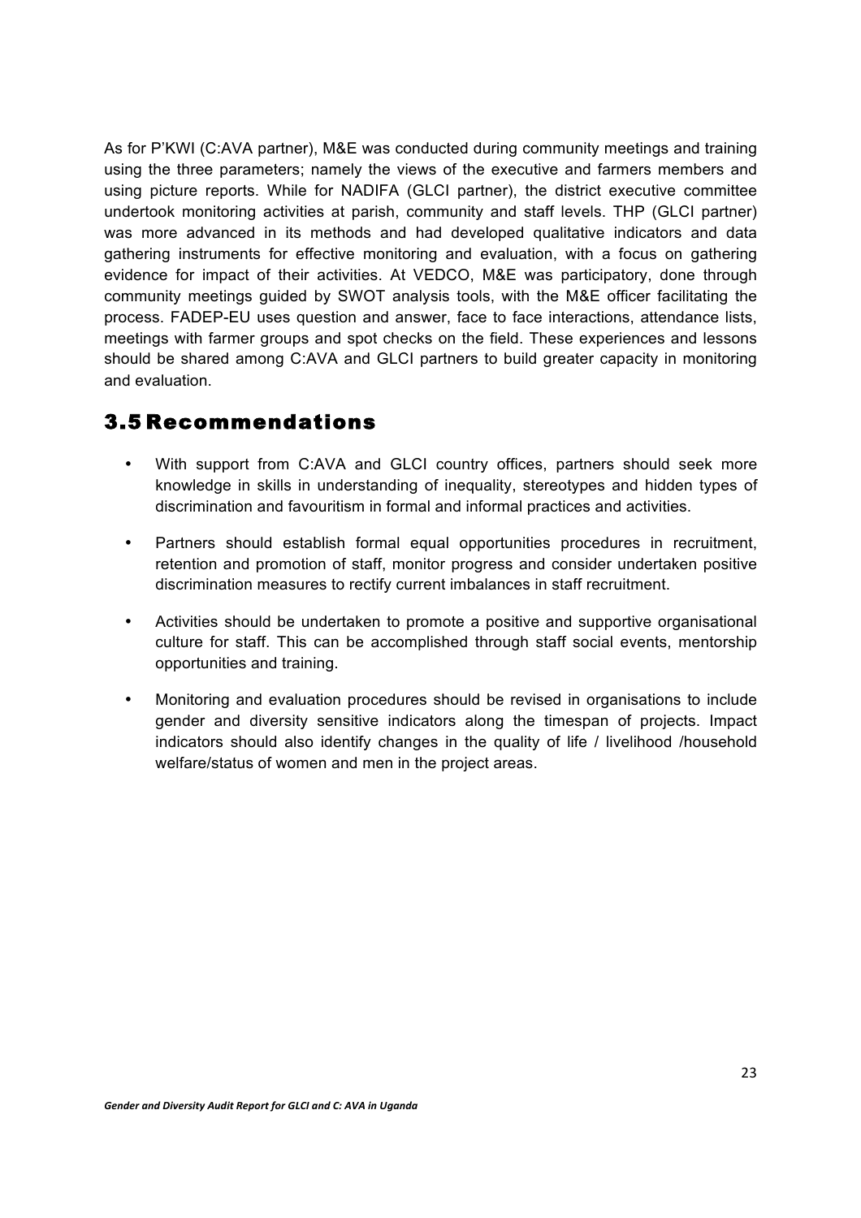As for P'KWI (C:AVA partner), M&E was conducted during community meetings and training using the three parameters; namely the views of the executive and farmers members and using picture reports. While for NADIFA (GLCI partner), the district executive committee undertook monitoring activities at parish, community and staff levels. THP (GLCI partner) was more advanced in its methods and had developed qualitative indicators and data gathering instruments for effective monitoring and evaluation, with a focus on gathering evidence for impact of their activities. At VEDCO, M&E was participatory, done through community meetings guided by SWOT analysis tools, with the M&E officer facilitating the process. FADEP-EU uses question and answer, face to face interactions, attendance lists, meetings with farmer groups and spot checks on the field. These experiences and lessons should be shared among C:AVA and GLCI partners to build greater capacity in monitoring and evaluation.

## 3.5 Recommendations

- With support from C:AVA and GLCI country offices, partners should seek more knowledge in skills in understanding of inequality, stereotypes and hidden types of discrimination and favouritism in formal and informal practices and activities.
- Partners should establish formal equal opportunities procedures in recruitment, retention and promotion of staff, monitor progress and consider undertaken positive discrimination measures to rectify current imbalances in staff recruitment.
- Activities should be undertaken to promote a positive and supportive organisational culture for staff. This can be accomplished through staff social events, mentorship opportunities and training.
- Monitoring and evaluation procedures should be revised in organisations to include gender and diversity sensitive indicators along the timespan of projects. Impact indicators should also identify changes in the quality of life / livelihood /household welfare/status of women and men in the project areas.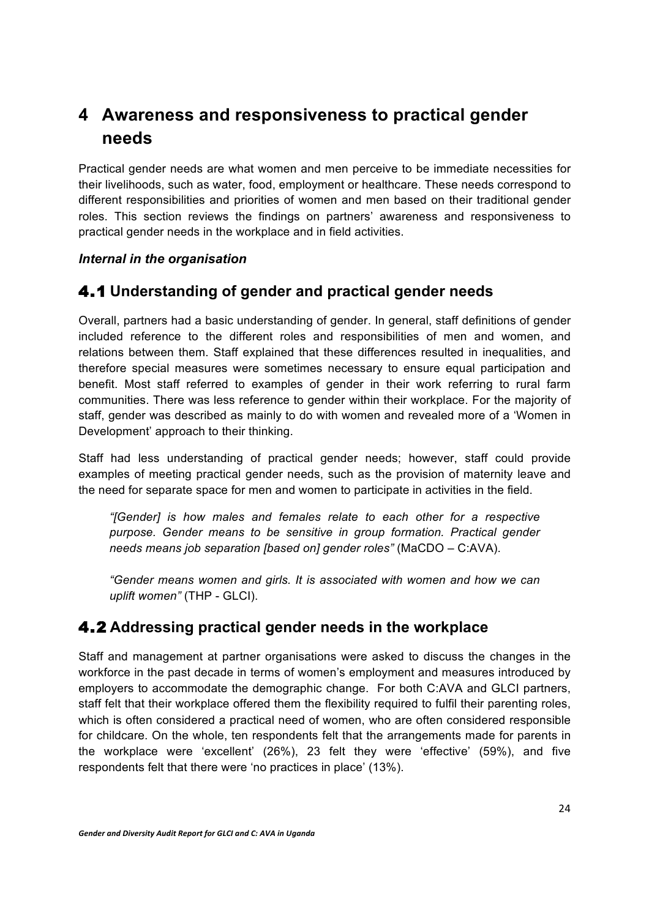# 4 Awareness and responsiveness to practical gender needs

Practical gender needs are what women and men perceive to be immediate necessities for their livelihoods, such as water, food, employment or healthcare. These needs correspond to different responsibilities and priorities of women and men based on their traditional gender roles. This section reviews the findings on partners' awareness and responsiveness to practical gender needs in the workplace and in field activities.

***Internal in the organisation***

## 4.1 Understanding of gender and practical gender needs

Overall, partners had a basic understanding of gender. In general, staff definitions of gender included reference to the different roles and responsibilities of men and women, and relations between them. Staff explained that these differences resulted in inequalities, and therefore special measures were sometimes necessary to ensure equal participation and benefit. Most staff referred to examples of gender in their work referring to rural farm communities. There was less reference to gender within their workplace. For the majority of staff, gender was described as mainly to do with women and revealed more of a 'Women in Development' approach to their thinking.

Staff had less understanding of practical gender needs; however, staff could provide examples of meeting practical gender needs, such as the provision of maternity leave and the need for separate space for men and women to participate in activities in the field.

> *"[Gender] is how males and females relate to each other for a respective purpose. Gender means to be sensitive in group formation. Practical gender needs means job separation [based on] gender roles"* (MaCDO – C:AVA).

> *"Gender means women and girls. It is associated with women and how we can uplift women"* (THP - GLCI).

## 4.2 Addressing practical gender needs in the workplace

Staff and management at partner organisations were asked to discuss the changes in the workforce in the past decade in terms of women's employment and measures introduced by employers to accommodate the demographic change. For both C:AVA and GLCI partners, staff felt that their workplace offered them the flexibility required to fulfil their parenting roles, which is often considered a practical need of women, who are often considered responsible for childcare. On the whole, ten respondents felt that the arrangements made for parents in the workplace were 'excellent' (26%), 23 felt they were 'effective' (59%), and five respondents felt that there were 'no practices in place' (13%).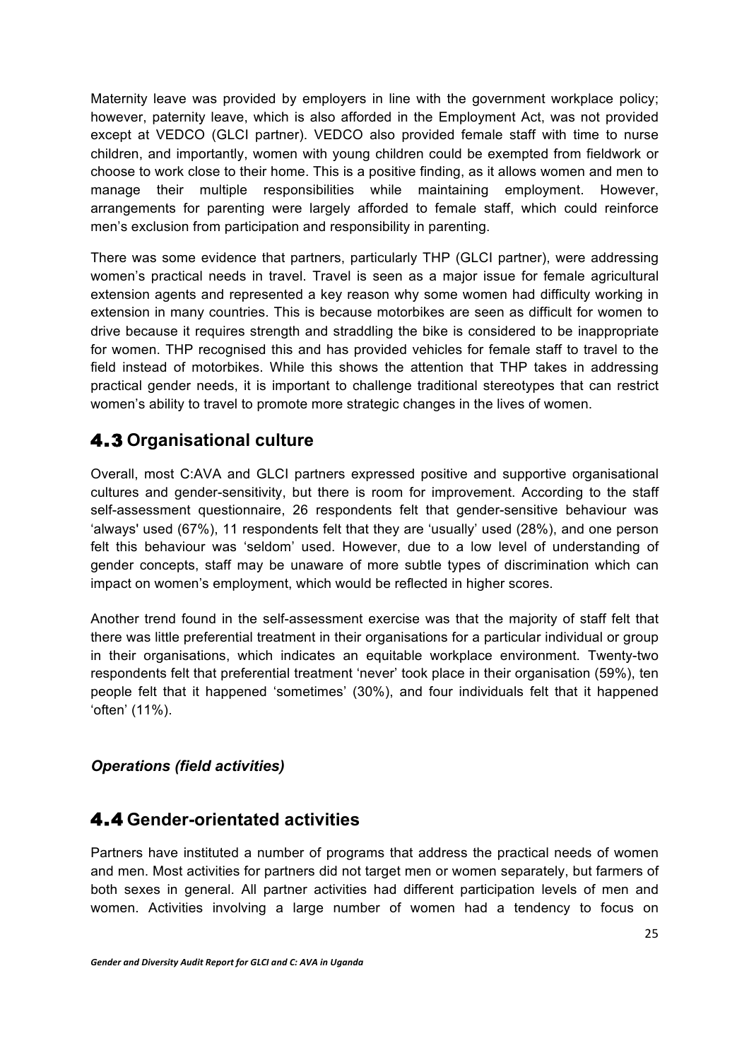Maternity leave was provided by employers in line with the government workplace policy; however, paternity leave, which is also afforded in the Employment Act, was not provided except at VEDCO (GLCI partner). VEDCO also provided female staff with time to nurse children, and importantly, women with young children could be exempted from fieldwork or choose to work close to their home. This is a positive finding, as it allows women and men to manage their multiple responsibilities while maintaining employment. However, arrangements for parenting were largely afforded to female staff, which could reinforce men's exclusion from participation and responsibility in parenting.

There was some evidence that partners, particularly THP (GLCI partner), were addressing women's practical needs in travel. Travel is seen as a major issue for female agricultural extension agents and represented a key reason why some women had difficulty working in extension in many countries. This is because motorbikes are seen as difficult for women to drive because it requires strength and straddling the bike is considered to be inappropriate for women. THP recognised this and has provided vehicles for female staff to travel to the field instead of motorbikes. While this shows the attention that THP takes in addressing practical gender needs, it is important to challenge traditional stereotypes that can restrict women's ability to travel to promote more strategic changes in the lives of women.

## 4.3 Organisational culture

Overall, most C:AVA and GLCI partners expressed positive and supportive organisational cultures and gender-sensitivity, but there is room for improvement. According to the staff self-assessment questionnaire, 26 respondents felt that gender-sensitive behaviour was 'always' used (67%), 11 respondents felt that they are 'usually' used (28%), and one person felt this behaviour was 'seldom' used. However, due to a low level of understanding of gender concepts, staff may be unaware of more subtle types of discrimination which can impact on women's employment, which would be reflected in higher scores.

Another trend found in the self-assessment exercise was that the majority of staff felt that there was little preferential treatment in their organisations for a particular individual or group in their organisations, which indicates an equitable workplace environment. Twenty-two respondents felt that preferential treatment 'never' took place in their organisation (59%), ten people felt that it happened 'sometimes' (30%), and four individuals felt that it happened 'often' (11%).

### *Operations (field activities)*

## 4.4 Gender-orientated activities

Partners have instituted a number of programs that address the practical needs of women and men. Most activities for partners did not target men or women separately, but farmers of both sexes in general. All partner activities had different participation levels of men and women. Activities involving a large number of women had a tendency to focus on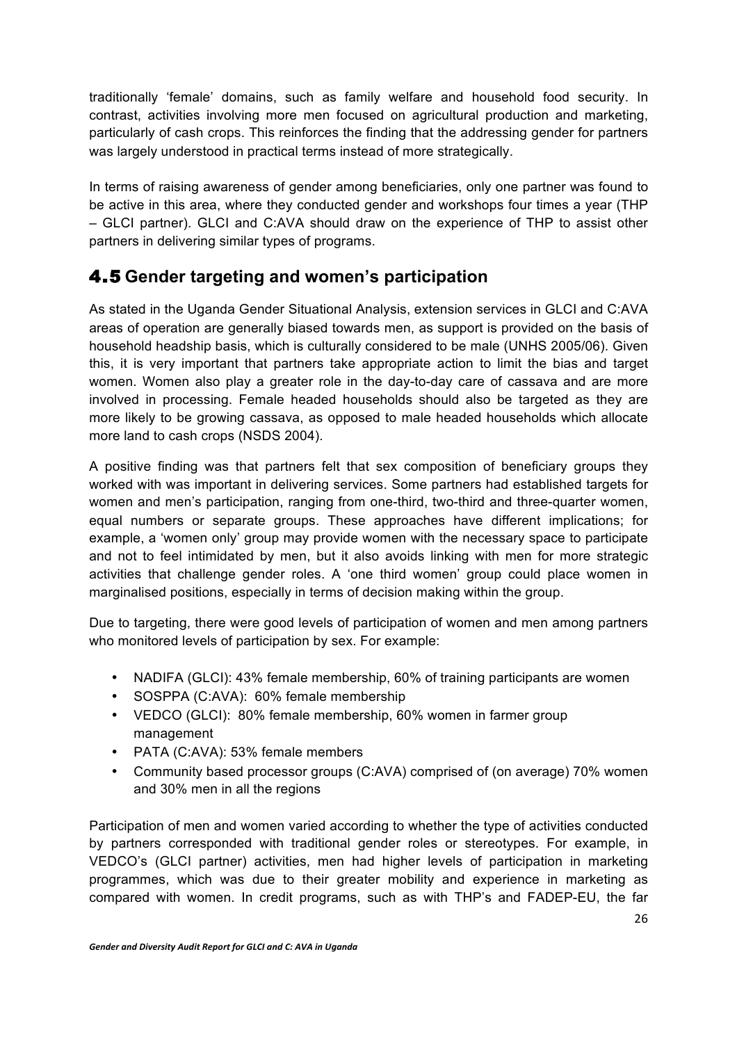traditionally 'female' domains, such as family welfare and household food security. In contrast, activities involving more men focused on agricultural production and marketing, particularly of cash crops. This reinforces the finding that the addressing gender for partners was largely understood in practical terms instead of more strategically.

In terms of raising awareness of gender among beneficiaries, only one partner was found to be active in this area, where they conducted gender and workshops four times a year (THP – GLCI partner). GLCI and C:AVA should draw on the experience of THP to assist other partners in delivering similar types of programs.

## 4.5 Gender targeting and women's participation

As stated in the Uganda Gender Situational Analysis, extension services in GLCI and C:AVA areas of operation are generally biased towards men, as support is provided on the basis of household headship basis, which is culturally considered to be male (UNHS 2005/06). Given this, it is very important that partners take appropriate action to limit the bias and target women. Women also play a greater role in the day-to-day care of cassava and are more involved in processing. Female headed households should also be targeted as they are more likely to be growing cassava, as opposed to male headed households which allocate more land to cash crops (NSDS 2004).

A positive finding was that partners felt that sex composition of beneficiary groups they worked with was important in delivering services. Some partners had established targets for women and men's participation, ranging from one-third, two-third and three-quarter women, equal numbers or separate groups. These approaches have different implications; for example, a 'women only' group may provide women with the necessary space to participate and not to feel intimidated by men, but it also avoids linking with men for more strategic activities that challenge gender roles. A 'one third women' group could place women in marginalised positions, especially in terms of decision making within the group.

Due to targeting, there were good levels of participation of women and men among partners who monitored levels of participation by sex. For example:

- NADIFA (GLCI): 43% female membership, 60% of training participants are women
- SOSPPA (C:AVA): 60% female membership
- VEDCO (GLCI): 80% female membership, 60% women in farmer group management
- PATA (C:AVA): 53% female members
- Community based processor groups (C:AVA) comprised of (on average) 70% women and 30% men in all the regions

Participation of men and women varied according to whether the type of activities conducted by partners corresponded with traditional gender roles or stereotypes. For example, in VEDCO's (GLCI partner) activities, men had higher levels of participation in marketing programmes, which was due to their greater mobility and experience in marketing as compared with women. In credit programs, such as with THP's and FADEP-EU, the far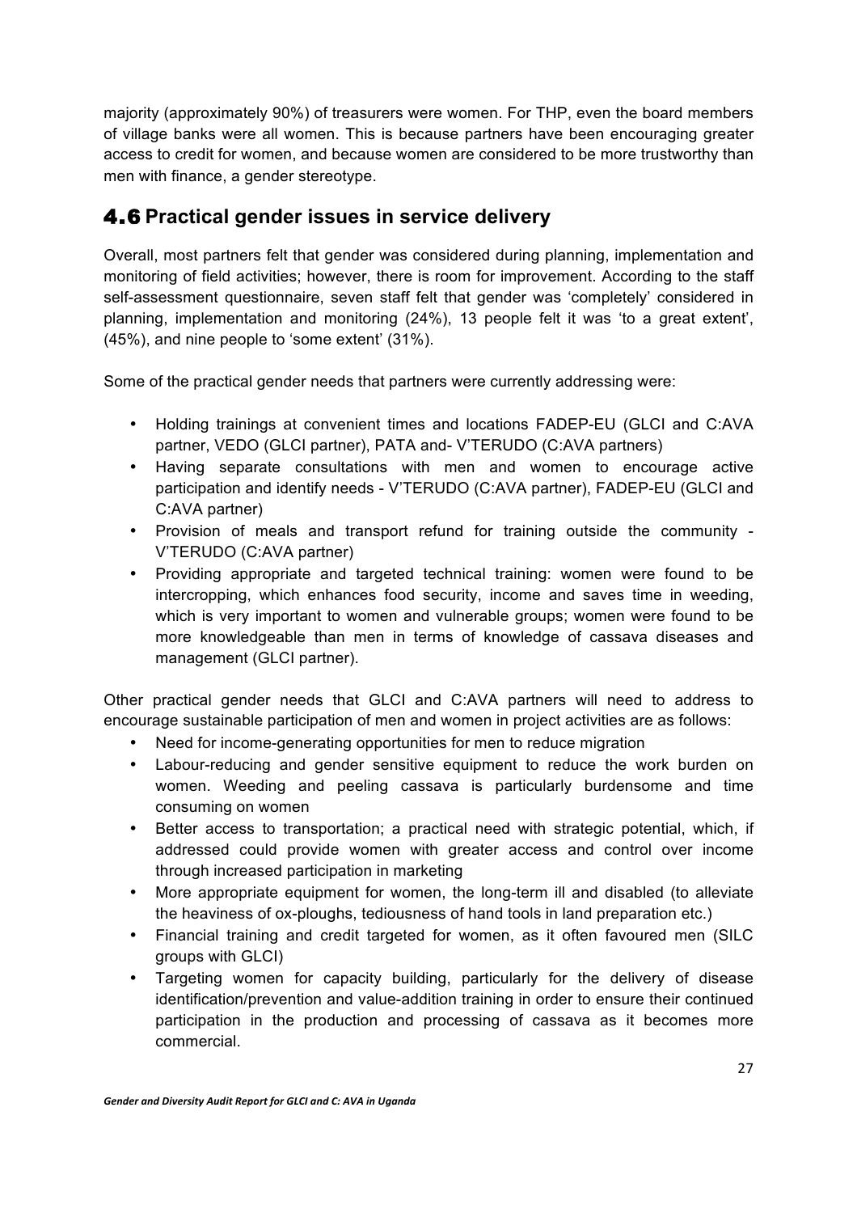majority (approximately 90%) of treasurers were women. For THP, even the board members of village banks were all women. This is because partners have been encouraging greater access to credit for women, and because women are considered to be more trustworthy than men with finance, a gender stereotype.

## 4.6 Practical gender issues in service delivery

Overall, most partners felt that gender was considered during planning, implementation and monitoring of field activities; however, there is room for improvement. According to the staff self-assessment questionnaire, seven staff felt that gender was 'completely' considered in planning, implementation and monitoring (24%), 13 people felt it was 'to a great extent', (45%), and nine people to 'some extent' (31%).

Some of the practical gender needs that partners were currently addressing were:

- Holding trainings at convenient times and locations FADEP-EU (GLCI and C:AVA partner, VEDO (GLCI partner), PATA and- V'TERUDO (C:AVA partners)
- Having separate consultations with men and women to encourage active participation and identify needs - V'TERUDO (C:AVA partner), FADEP-EU (GLCI and C:AVA partner)
- Provision of meals and transport refund for training outside the community - V'TERUDO (C:AVA partner)
- Providing appropriate and targeted technical training: women were found to be intercropping, which enhances food security, income and saves time in weeding, which is very important to women and vulnerable groups; women were found to be more knowledgeable than men in terms of knowledge of cassava diseases and management (GLCI partner).

Other practical gender needs that GLCI and C:AVA partners will need to address to encourage sustainable participation of men and women in project activities are as follows:

- Need for income-generating opportunities for men to reduce migration
- Labour-reducing and gender sensitive equipment to reduce the work burden on women. Weeding and peeling cassava is particularly burdensome and time consuming on women
- Better access to transportation; a practical need with strategic potential, which, if addressed could provide women with greater access and control over income through increased participation in marketing
- More appropriate equipment for women, the long-term ill and disabled (to alleviate the heaviness of ox-ploughs, tediousness of hand tools in land preparation etc.)
- Financial training and credit targeted for women, as it often favoured men (SILC groups with GLCI)
- Targeting women for capacity building, particularly for the delivery of disease identification/prevention and value-addition training in order to ensure their continued participation in the production and processing of cassava as it becomes more commercial.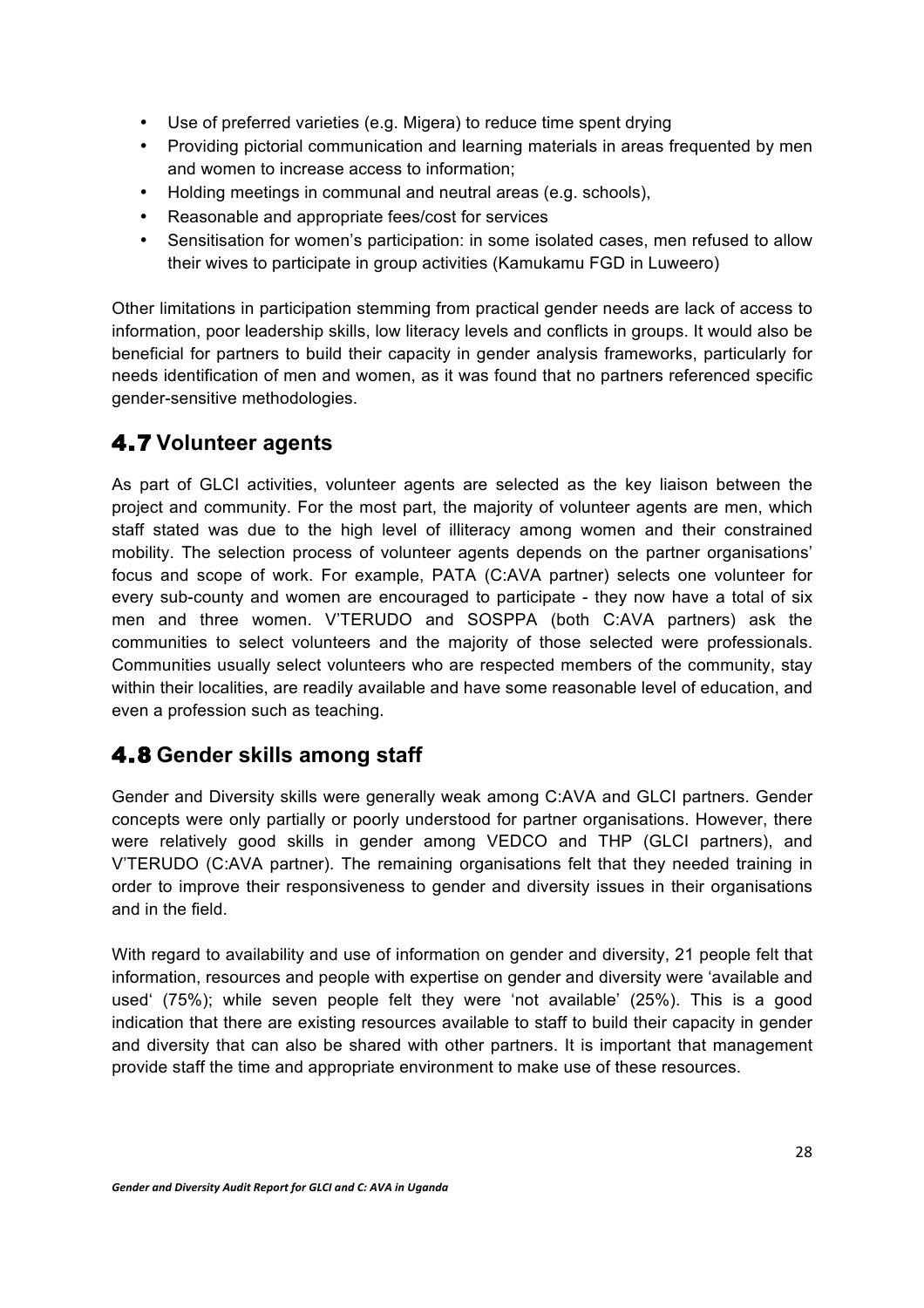- Use of preferred varieties (e.g. Migera) to reduce time spent drying
- Providing pictorial communication and learning materials in areas frequented by men and women to increase access to information;
- Holding meetings in communal and neutral areas (e.g. schools),
- Reasonable and appropriate fees/cost for services
- Sensitisation for women's participation: in some isolated cases, men refused to allow their wives to participate in group activities (Kamukamu FGD in Luweero)

Other limitations in participation stemming from practical gender needs are lack of access to information, poor leadership skills, low literacy levels and conflicts in groups. It would also be beneficial for partners to build their capacity in gender analysis frameworks, particularly for needs identification of men and women, as it was found that no partners referenced specific gender-sensitive methodologies.

## 4.7 Volunteer agents

As part of GLCI activities, volunteer agents are selected as the key liaison between the project and community. For the most part, the majority of volunteer agents are men, which staff stated was due to the high level of illiteracy among women and their constrained mobility. The selection process of volunteer agents depends on the partner organisations' focus and scope of work. For example, PATA (C:AVA partner) selects one volunteer for every sub-county and women are encouraged to participate - they now have a total of six men and three women. V'TERUDO and SOSPPA (both C:AVA partners) ask the communities to select volunteers and the majority of those selected were professionals. Communities usually select volunteers who are respected members of the community, stay within their localities, are readily available and have some reasonable level of education, and even a profession such as teaching.

## 4.8 Gender skills among staff

Gender and Diversity skills were generally weak among C:AVA and GLCI partners. Gender concepts were only partially or poorly understood for partner organisations. However, there were relatively good skills in gender among VEDCO and THP (GLCI partners), and V'TERUDO (C:AVA partner). The remaining organisations felt that they needed training in order to improve their responsiveness to gender and diversity issues in their organisations and in the field.

With regard to availability and use of information on gender and diversity, 21 people felt that information, resources and people with expertise on gender and diversity were 'available and used' (75%); while seven people felt they were 'not available' (25%). This is a good indication that there are existing resources available to staff to build their capacity in gender and diversity that can also be shared with other partners. It is important that management provide staff the time and appropriate environment to make use of these resources.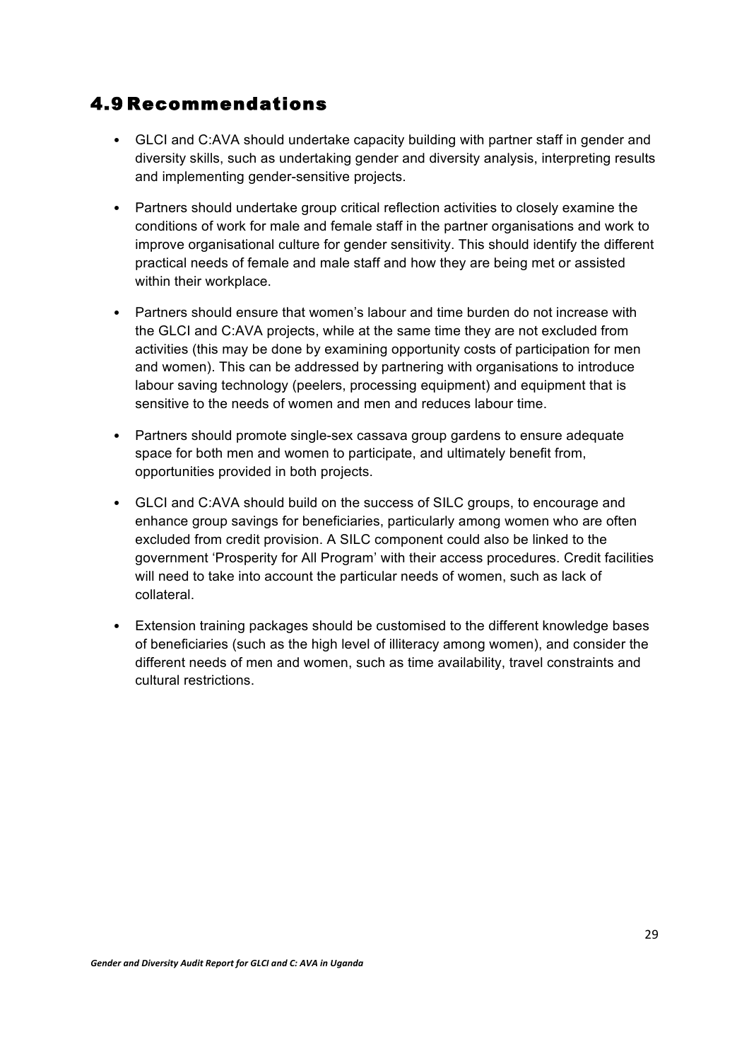## 4.9 Recommendations

- GLCI and C:AVA should undertake capacity building with partner staff in gender and diversity skills, such as undertaking gender and diversity analysis, interpreting results and implementing gender-sensitive projects.
- Partners should undertake group critical reflection activities to closely examine the conditions of work for male and female staff in the partner organisations and work to improve organisational culture for gender sensitivity. This should identify the different practical needs of female and male staff and how they are being met or assisted within their workplace.
- Partners should ensure that women's labour and time burden do not increase with the GLCI and C:AVA projects, while at the same time they are not excluded from activities (this may be done by examining opportunity costs of participation for men and women). This can be addressed by partnering with organisations to introduce labour saving technology (peelers, processing equipment) and equipment that is sensitive to the needs of women and men and reduces labour time.
- Partners should promote single-sex cassava group gardens to ensure adequate space for both men and women to participate, and ultimately benefit from, opportunities provided in both projects.
- GLCI and C:AVA should build on the success of SILC groups, to encourage and enhance group savings for beneficiaries, particularly among women who are often excluded from credit provision. A SILC component could also be linked to the government 'Prosperity for All Program' with their access procedures. Credit facilities will need to take into account the particular needs of women, such as lack of collateral.
- Extension training packages should be customised to the different knowledge bases of beneficiaries (such as the high level of illiteracy among women), and consider the different needs of men and women, such as time availability, travel constraints and cultural restrictions.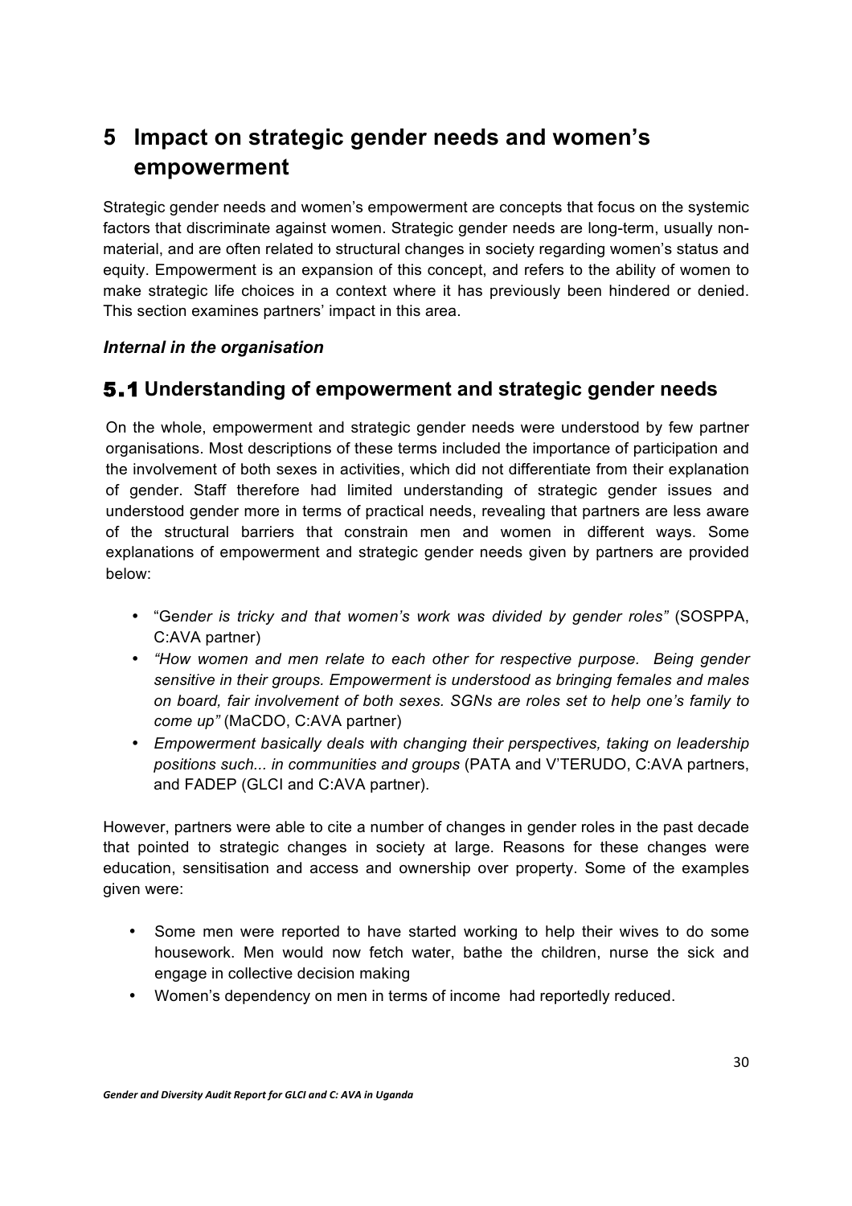# 5 Impact on strategic gender needs and women's empowerment

Strategic gender needs and women's empowerment are concepts that focus on the systemic factors that discriminate against women. Strategic gender needs are long-term, usually non-material, and are often related to structural changes in society regarding women's status and equity. Empowerment is an expansion of this concept, and refers to the ability of women to make strategic life choices in a context where it has previously been hindered or denied. This section examines partners' impact in this area.

***Internal in the organisation***

## 5.1 Understanding of empowerment and strategic gender needs

On the whole, empowerment and strategic gender needs were understood by few partner organisations. Most descriptions of these terms included the importance of participation and the involvement of both sexes in activities, which did not differentiate from their explanation of gender. Staff therefore had limited understanding of strategic gender issues and understood gender more in terms of practical needs, revealing that partners are less aware of the structural barriers that constrain men and women in different ways. Some explanations of empowerment and strategic gender needs given by partners are provided below:

- "G*ender is tricky and that women's work was divided by gender roles"* (SOSPPA, C:AVA partner)
- *"How women and men relate to each other for respective purpose. Being gender sensitive in their groups. Empowerment is understood as bringing females and males on board, fair involvement of both sexes. SGNs are roles set to help one's family to come up"* (MaCDO, C:AVA partner)
- *Empowerment basically deals with changing their perspectives, taking on leadership positions such... in communities and groups* (PATA and V'TERUDO, C:AVA partners, and FADEP (GLCI and C:AVA partner).

However, partners were able to cite a number of changes in gender roles in the past decade that pointed to strategic changes in society at large. Reasons for these changes were education, sensitisation and access and ownership over property. Some of the examples given were:

- Some men were reported to have started working to help their wives to do some housework. Men would now fetch water, bathe the children, nurse the sick and engage in collective decision making
- Women's dependency on men in terms of income had reportedly reduced.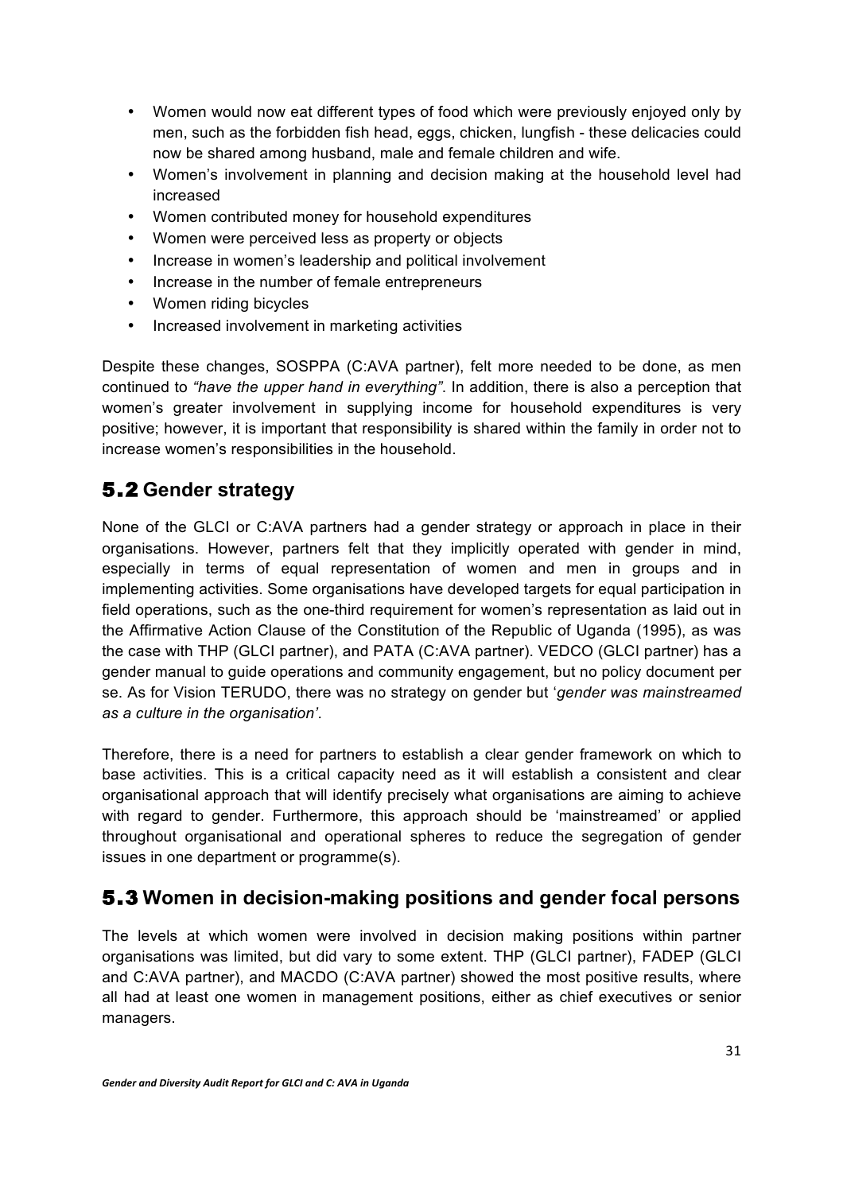- Women would now eat different types of food which were previously enjoyed only by men, such as the forbidden fish head, eggs, chicken, lungfish - these delicacies could now be shared among husband, male and female children and wife.
- Women's involvement in planning and decision making at the household level had increased
- Women contributed money for household expenditures
- Women were perceived less as property or objects
- Increase in women's leadership and political involvement
- Increase in the number of female entrepreneurs
- Women riding bicycles
- Increased involvement in marketing activities

Despite these changes, SOSPPA (C:AVA partner), felt more needed to be done, as men continued to *"have the upper hand in everything"*. In addition, there is also a perception that women's greater involvement in supplying income for household expenditures is very positive; however, it is important that responsibility is shared within the family in order not to increase women's responsibilities in the household.

## 5.2 Gender strategy

None of the GLCI or C:AVA partners had a gender strategy or approach in place in their organisations. However, partners felt that they implicitly operated with gender in mind, especially in terms of equal representation of women and men in groups and in implementing activities. Some organisations have developed targets for equal participation in field operations, such as the one-third requirement for women's representation as laid out in the Affirmative Action Clause of the Constitution of the Republic of Uganda (1995), as was the case with THP (GLCI partner), and PATA (C:AVA partner). VEDCO (GLCI partner) has a gender manual to guide operations and community engagement, but no policy document per se. As for Vision TERUDO, there was no strategy on gender but '*gender was mainstreamed as a culture in the organisation'*.

Therefore, there is a need for partners to establish a clear gender framework on which to base activities. This is a critical capacity need as it will establish a consistent and clear organisational approach that will identify precisely what organisations are aiming to achieve with regard to gender. Furthermore, this approach should be 'mainstreamed' or applied throughout organisational and operational spheres to reduce the segregation of gender issues in one department or programme(s).

## 5.3 Women in decision-making positions and gender focal persons

The levels at which women were involved in decision making positions within partner organisations was limited, but did vary to some extent. THP (GLCI partner), FADEP (GLCI and C:AVA partner), and MACDO (C:AVA partner) showed the most positive results, where all had at least one women in management positions, either as chief executives or senior managers.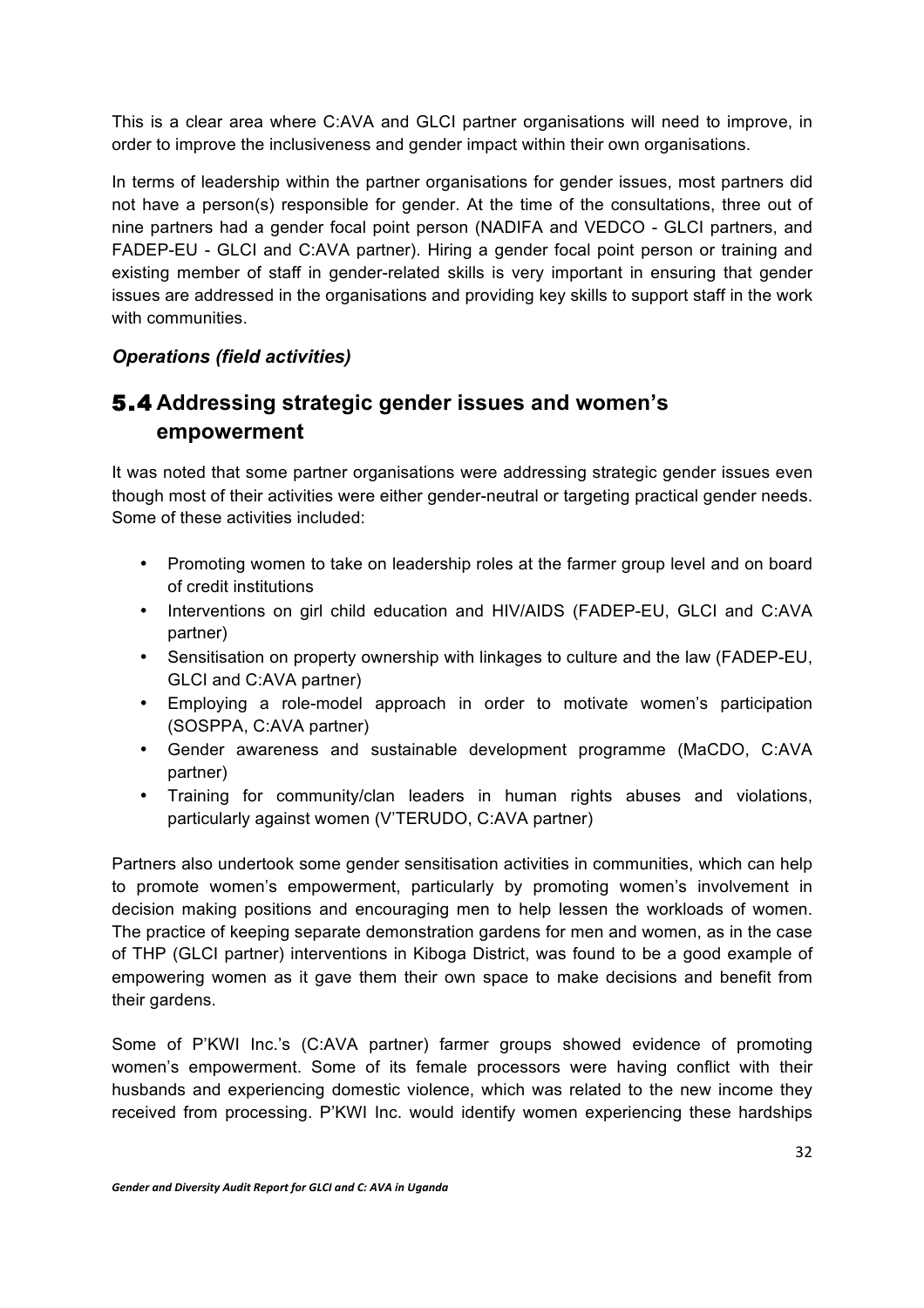This is a clear area where C:AVA and GLCI partner organisations will need to improve, in order to improve the inclusiveness and gender impact within their own organisations.

In terms of leadership within the partner organisations for gender issues, most partners did not have a person(s) responsible for gender. At the time of the consultations, three out of nine partners had a gender focal point person (NADIFA and VEDCO - GLCI partners, and FADEP-EU - GLCI and C:AVA partner). Hiring a gender focal point person or training and existing member of staff in gender-related skills is very important in ensuring that gender issues are addressed in the organisations and providing key skills to support staff in the work with communities.

***Operations (field activities)***

## 5.4 Addressing strategic gender issues and women's empowerment

It was noted that some partner organisations were addressing strategic gender issues even though most of their activities were either gender-neutral or targeting practical gender needs. Some of these activities included:

- Promoting women to take on leadership roles at the farmer group level and on board of credit institutions
- Interventions on girl child education and HIV/AIDS (FADEP-EU, GLCI and C:AVA partner)
- Sensitisation on property ownership with linkages to culture and the law (FADEP-EU, GLCI and C:AVA partner)
- Employing a role-model approach in order to motivate women's participation (SOSPPA, C:AVA partner)
- Gender awareness and sustainable development programme (MaCDO, C:AVA partner)
- Training for community/clan leaders in human rights abuses and violations, particularly against women (V'TERUDO, C:AVA partner)

Partners also undertook some gender sensitisation activities in communities, which can help to promote women's empowerment, particularly by promoting women's involvement in decision making positions and encouraging men to help lessen the workloads of women. The practice of keeping separate demonstration gardens for men and women, as in the case of THP (GLCI partner) interventions in Kiboga District, was found to be a good example of empowering women as it gave them their own space to make decisions and benefit from their gardens.

Some of P'KWI Inc.'s (C:AVA partner) farmer groups showed evidence of promoting women's empowerment. Some of its female processors were having conflict with their husbands and experiencing domestic violence, which was related to the new income they received from processing. P'KWI Inc. would identify women experiencing these hardships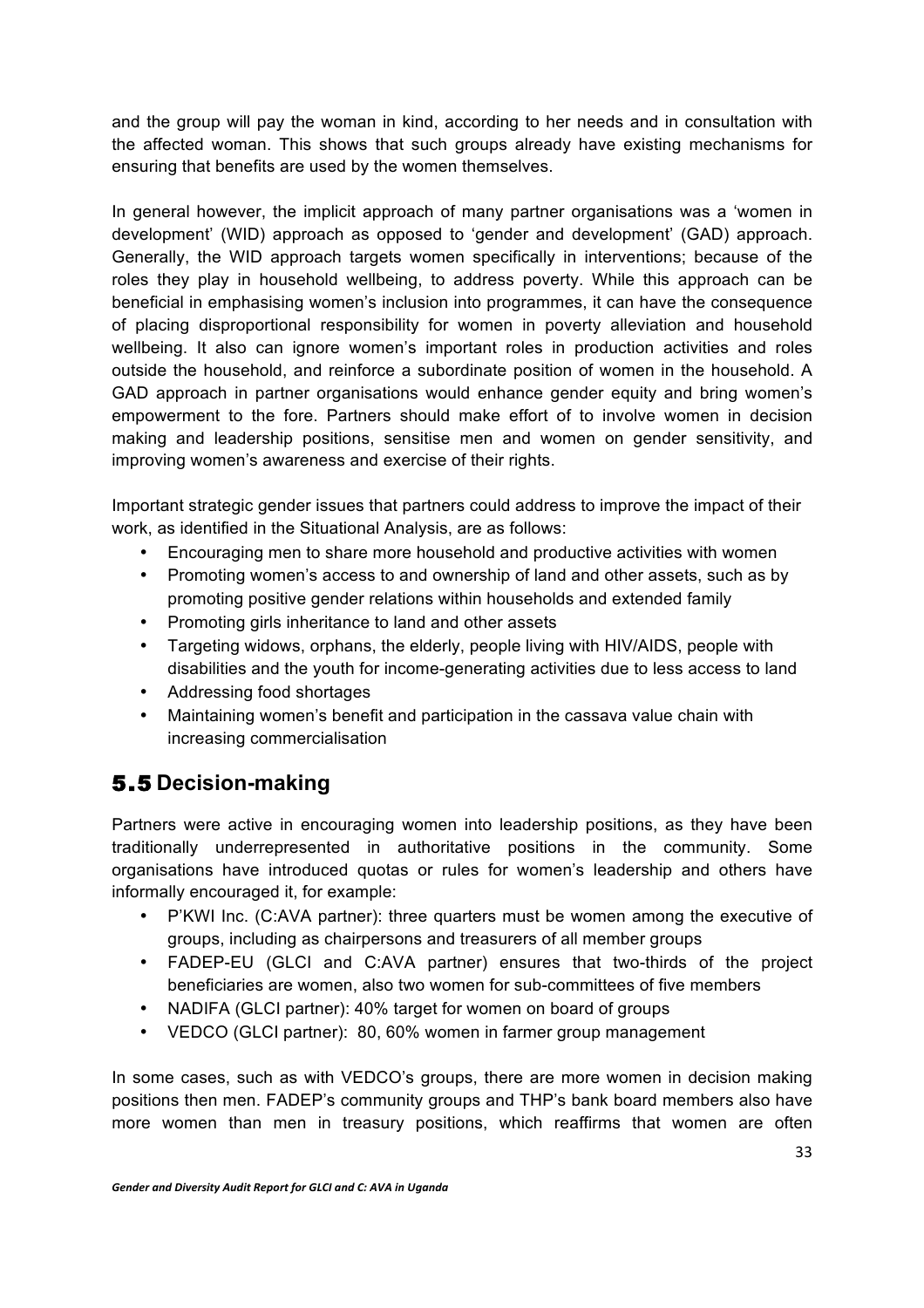and the group will pay the woman in kind, according to her needs and in consultation with the affected woman. This shows that such groups already have existing mechanisms for ensuring that benefits are used by the women themselves.

In general however, the implicit approach of many partner organisations was a 'women in development' (WID) approach as opposed to 'gender and development' (GAD) approach. Generally, the WID approach targets women specifically in interventions; because of the roles they play in household wellbeing, to address poverty. While this approach can be beneficial in emphasising women's inclusion into programmes, it can have the consequence of placing disproportional responsibility for women in poverty alleviation and household wellbeing. It also can ignore women's important roles in production activities and roles outside the household, and reinforce a subordinate position of women in the household. A GAD approach in partner organisations would enhance gender equity and bring women's empowerment to the fore. Partners should make effort of to involve women in decision making and leadership positions, sensitise men and women on gender sensitivity, and improving women's awareness and exercise of their rights.

Important strategic gender issues that partners could address to improve the impact of their work, as identified in the Situational Analysis, are as follows:

- Encouraging men to share more household and productive activities with women
- Promoting women's access to and ownership of land and other assets, such as by promoting positive gender relations within households and extended family
- Promoting girls inheritance to land and other assets
- Targeting widows, orphans, the elderly, people living with HIV/AIDS, people with disabilities and the youth for income-generating activities due to less access to land
- Addressing food shortages
- Maintaining women's benefit and participation in the cassava value chain with increasing commercialisation

## 5.5 Decision-making

Partners were active in encouraging women into leadership positions, as they have been traditionally underrepresented in authoritative positions in the community. Some organisations have introduced quotas or rules for women's leadership and others have informally encouraged it, for example:

- P'KWI Inc. (C:AVA partner): three quarters must be women among the executive of groups, including as chairpersons and treasurers of all member groups
- FADEP-EU (GLCI and C:AVA partner) ensures that two-thirds of the project beneficiaries are women, also two women for sub-committees of five members
- NADIFA (GLCI partner): 40% target for women on board of groups
- VEDCO (GLCI partner): 80, 60% women in farmer group management

In some cases, such as with VEDCO's groups, there are more women in decision making positions then men. FADEP's community groups and THP's bank board members also have more women than men in treasury positions, which reaffirms that women are often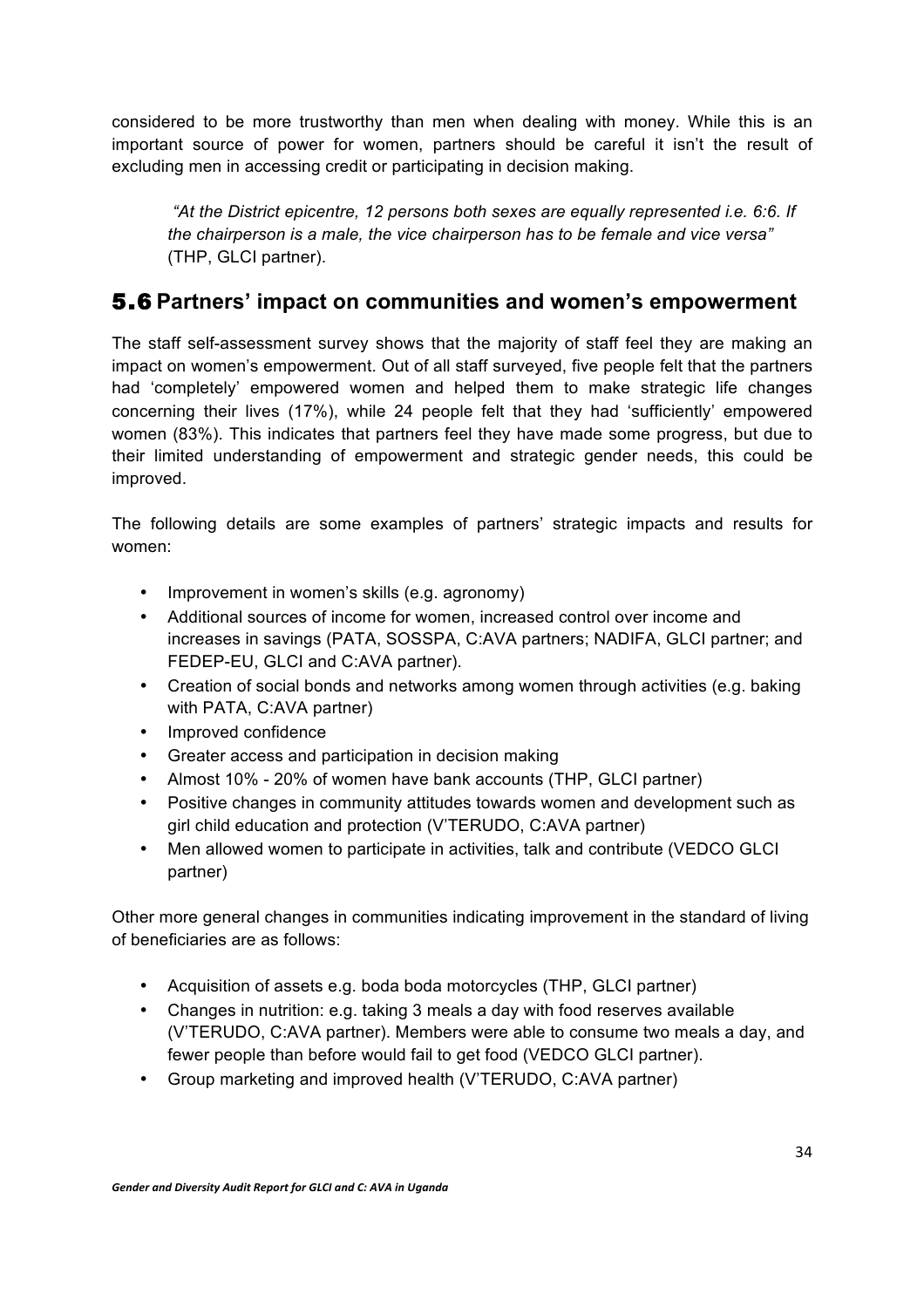considered to be more trustworthy than men when dealing with money. While this is an important source of power for women, partners should be careful it isn't the result of excluding men in accessing credit or participating in decision making.

> *"At the District epicentre, 12 persons both sexes are equally represented i.e. 6:6. If the chairperson is a male, the vice chairperson has to be female and vice versa"* (THP, GLCI partner).

## 5.6 Partners' impact on communities and women's empowerment

The staff self-assessment survey shows that the majority of staff feel they are making an impact on women's empowerment. Out of all staff surveyed, five people felt that the partners had 'completely' empowered women and helped them to make strategic life changes concerning their lives (17%), while 24 people felt that they had 'sufficiently' empowered women (83%). This indicates that partners feel they have made some progress, but due to their limited understanding of empowerment and strategic gender needs, this could be improved.

The following details are some examples of partners' strategic impacts and results for women:

- Improvement in women's skills (e.g. agronomy)
- Additional sources of income for women, increased control over income and increases in savings (PATA, SOSSPA, C:AVA partners; NADIFA, GLCI partner; and FEDEP-EU, GLCI and C:AVA partner).
- Creation of social bonds and networks among women through activities (e.g. baking with PATA, C:AVA partner)
- Improved confidence
- Greater access and participation in decision making
- Almost 10% - 20% of women have bank accounts (THP, GLCI partner)
- Positive changes in community attitudes towards women and development such as girl child education and protection (V'TERUDO, C:AVA partner)
- Men allowed women to participate in activities, talk and contribute (VEDCO GLCI partner)

Other more general changes in communities indicating improvement in the standard of living of beneficiaries are as follows:

- Acquisition of assets e.g. boda boda motorcycles (THP, GLCI partner)
- Changes in nutrition: e.g. taking 3 meals a day with food reserves available (V'TERUDO, C:AVA partner). Members were able to consume two meals a day, and fewer people than before would fail to get food (VEDCO GLCI partner).
- Group marketing and improved health (V'TERUDO, C:AVA partner)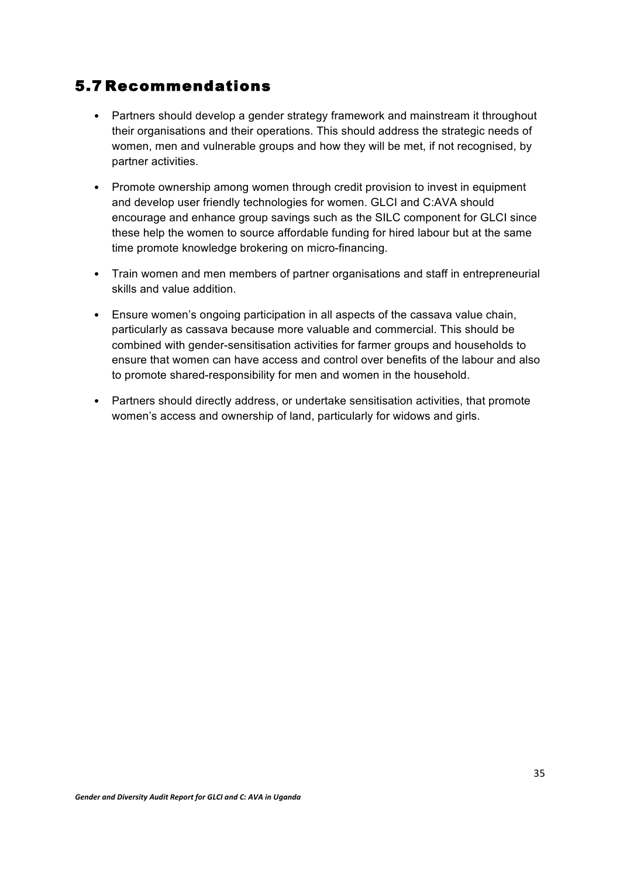## 5.7 Recommendations

- Partners should develop a gender strategy framework and mainstream it throughout their organisations and their operations. This should address the strategic needs of women, men and vulnerable groups and how they will be met, if not recognised, by partner activities.
- Promote ownership among women through credit provision to invest in equipment and develop user friendly technologies for women. GLCI and C:AVA should encourage and enhance group savings such as the SILC component for GLCI since these help the women to source affordable funding for hired labour but at the same time promote knowledge brokering on micro-financing.
- Train women and men members of partner organisations and staff in entrepreneurial skills and value addition.
- Ensure women's ongoing participation in all aspects of the cassava value chain, particularly as cassava because more valuable and commercial. This should be combined with gender-sensitisation activities for farmer groups and households to ensure that women can have access and control over benefits of the labour and also to promote shared-responsibility for men and women in the household.
- Partners should directly address, or undertake sensitisation activities, that promote women's access and ownership of land, particularly for widows and girls.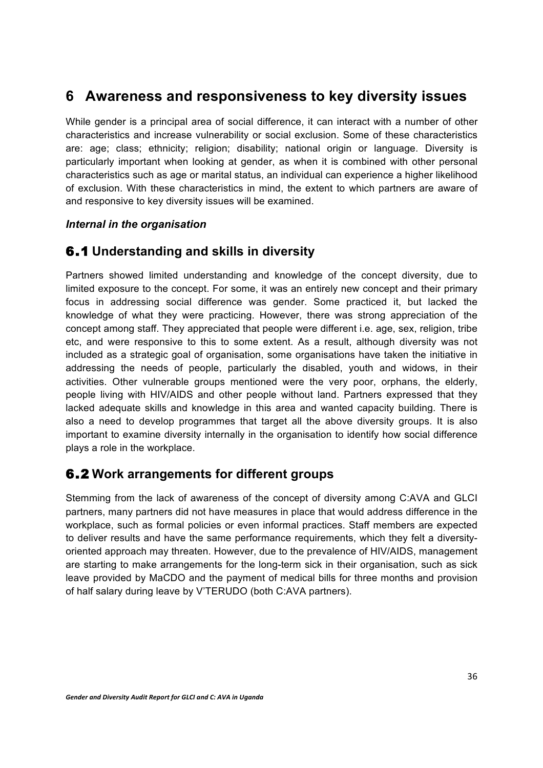# 6 Awareness and responsiveness to key diversity issues

While gender is a principal area of social difference, it can interact with a number of other characteristics and increase vulnerability or social exclusion. Some of these characteristics are: age; class; ethnicity; religion; disability; national origin or language. Diversity is particularly important when looking at gender, as when it is combined with other personal characteristics such as age or marital status, an individual can experience a higher likelihood of exclusion. With these characteristics in mind, the extent to which partners are aware of and responsive to key diversity issues will be examined.

***Internal in the organisation***

## 6.1 Understanding and skills in diversity

Partners showed limited understanding and knowledge of the concept diversity, due to limited exposure to the concept. For some, it was an entirely new concept and their primary focus in addressing social difference was gender. Some practiced it, but lacked the knowledge of what they were practicing. However, there was strong appreciation of the concept among staff. They appreciated that people were different i.e. age, sex, religion, tribe etc, and were responsive to this to some extent. As a result, although diversity was not included as a strategic goal of organisation, some organisations have taken the initiative in addressing the needs of people, particularly the disabled, youth and widows, in their activities. Other vulnerable groups mentioned were the very poor, orphans, the elderly, people living with HIV/AIDS and other people without land. Partners expressed that they lacked adequate skills and knowledge in this area and wanted capacity building. There is also a need to develop programmes that target all the above diversity groups. It is also important to examine diversity internally in the organisation to identify how social difference plays a role in the workplace.

## 6.2 Work arrangements for different groups

Stemming from the lack of awareness of the concept of diversity among C:AVA and GLCI partners, many partners did not have measures in place that would address difference in the workplace, such as formal policies or even informal practices. Staff members are expected to deliver results and have the same performance requirements, which they felt a diversity-oriented approach may threaten. However, due to the prevalence of HIV/AIDS, management are starting to make arrangements for the long-term sick in their organisation, such as sick leave provided by MaCDO and the payment of medical bills for three months and provision of half salary during leave by V'TERUDO (both C:AVA partners).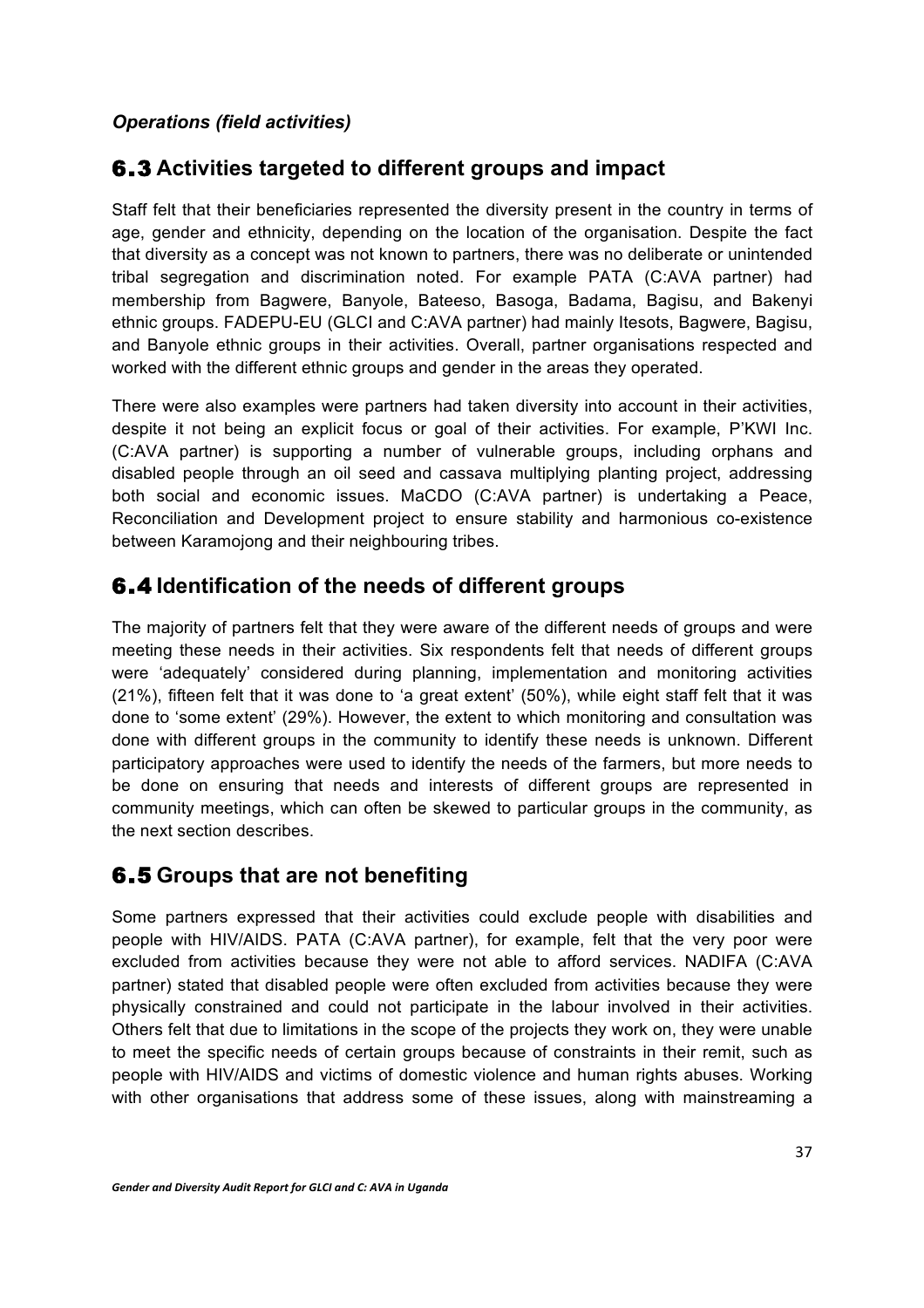*Operations (field activities)*

## 6.3 Activities targeted to different groups and impact

Staff felt that their beneficiaries represented the diversity present in the country in terms of age, gender and ethnicity, depending on the location of the organisation. Despite the fact that diversity as a concept was not known to partners, there was no deliberate or unintended tribal segregation and discrimination noted. For example PATA (C:AVA partner) had membership from Bagwere, Banyole, Bateeso, Basoga, Badama, Bagisu, and Bakenyi ethnic groups. FADEPU-EU (GLCI and C:AVA partner) had mainly Itesots, Bagwere, Bagisu, and Banyole ethnic groups in their activities. Overall, partner organisations respected and worked with the different ethnic groups and gender in the areas they operated.

There were also examples were partners had taken diversity into account in their activities, despite it not being an explicit focus or goal of their activities. For example, P'KWI Inc. (C:AVA partner) is supporting a number of vulnerable groups, including orphans and disabled people through an oil seed and cassava multiplying planting project, addressing both social and economic issues. MaCDO (C:AVA partner) is undertaking a Peace, Reconciliation and Development project to ensure stability and harmonious co-existence between Karamojong and their neighbouring tribes.

## 6.4 Identification of the needs of different groups

The majority of partners felt that they were aware of the different needs of groups and were meeting these needs in their activities. Six respondents felt that needs of different groups were 'adequately' considered during planning, implementation and monitoring activities (21%), fifteen felt that it was done to 'a great extent' (50%), while eight staff felt that it was done to 'some extent' (29%). However, the extent to which monitoring and consultation was done with different groups in the community to identify these needs is unknown. Different participatory approaches were used to identify the needs of the farmers, but more needs to be done on ensuring that needs and interests of different groups are represented in community meetings, which can often be skewed to particular groups in the community, as the next section describes.

## 6.5 Groups that are not benefiting

Some partners expressed that their activities could exclude people with disabilities and people with HIV/AIDS. PATA (C:AVA partner), for example, felt that the very poor were excluded from activities because they were not able to afford services. NADIFA (C:AVA partner) stated that disabled people were often excluded from activities because they were physically constrained and could not participate in the labour involved in their activities. Others felt that due to limitations in the scope of the projects they work on, they were unable to meet the specific needs of certain groups because of constraints in their remit, such as people with HIV/AIDS and victims of domestic violence and human rights abuses. Working with other organisations that address some of these issues, along with mainstreaming a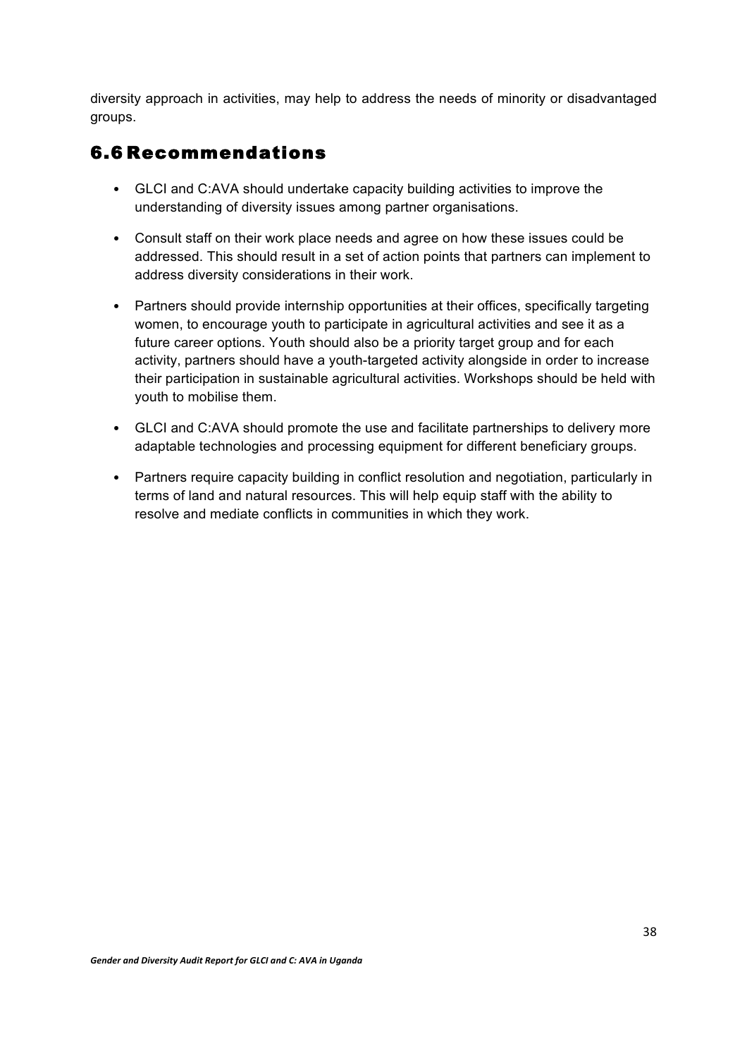diversity approach in activities, may help to address the needs of minority or disadvantaged groups.

## 6.6 Recommendations

- GLCI and C:AVA should undertake capacity building activities to improve the understanding of diversity issues among partner organisations.
- Consult staff on their work place needs and agree on how these issues could be addressed. This should result in a set of action points that partners can implement to address diversity considerations in their work.
- Partners should provide internship opportunities at their offices, specifically targeting women, to encourage youth to participate in agricultural activities and see it as a future career options. Youth should also be a priority target group and for each activity, partners should have a youth-targeted activity alongside in order to increase their participation in sustainable agricultural activities. Workshops should be held with youth to mobilise them.
- GLCI and C:AVA should promote the use and facilitate partnerships to delivery more adaptable technologies and processing equipment for different beneficiary groups.
- Partners require capacity building in conflict resolution and negotiation, particularly in terms of land and natural resources. This will help equip staff with the ability to resolve and mediate conflicts in communities in which they work.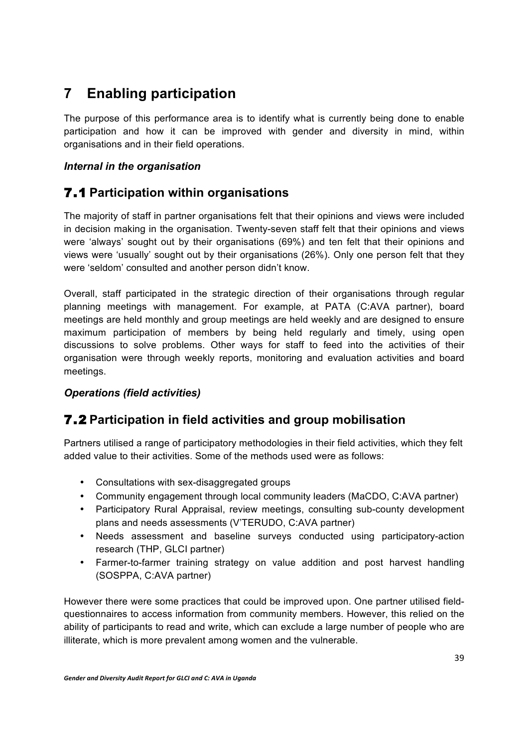# 7 Enabling participation

The purpose of this performance area is to identify what is currently being done to enable participation and how it can be improved with gender and diversity in mind, within organisations and in their field operations.

***Internal in the organisation***

## 7.1 Participation within organisations

The majority of staff in partner organisations felt that their opinions and views were included in decision making in the organisation. Twenty-seven staff felt that their opinions and views were 'always' sought out by their organisations (69%) and ten felt that their opinions and views were 'usually' sought out by their organisations (26%). Only one person felt that they were 'seldom' consulted and another person didn't know.

Overall, staff participated in the strategic direction of their organisations through regular planning meetings with management. For example, at PATA (C:AVA partner), board meetings are held monthly and group meetings are held weekly and are designed to ensure maximum participation of members by being held regularly and timely, using open discussions to solve problems. Other ways for staff to feed into the activities of their organisation were through weekly reports, monitoring and evaluation activities and board meetings.

***Operations (field activities)***

## 7.2 Participation in field activities and group mobilisation

Partners utilised a range of participatory methodologies in their field activities, which they felt added value to their activities. Some of the methods used were as follows:

- Consultations with sex-disaggregated groups
- Community engagement through local community leaders (MaCDO, C:AVA partner)
- Participatory Rural Appraisal, review meetings, consulting sub-county development plans and needs assessments (V'TERUDO, C:AVA partner)
- Needs assessment and baseline surveys conducted using participatory-action research (THP, GLCI partner)
- Farmer-to-farmer training strategy on value addition and post harvest handling (SOSPPA, C:AVA partner)

However there were some practices that could be improved upon. One partner utilised field-questionnaires to access information from community members. However, this relied on the ability of participants to read and write, which can exclude a large number of people who are illiterate, which is more prevalent among women and the vulnerable.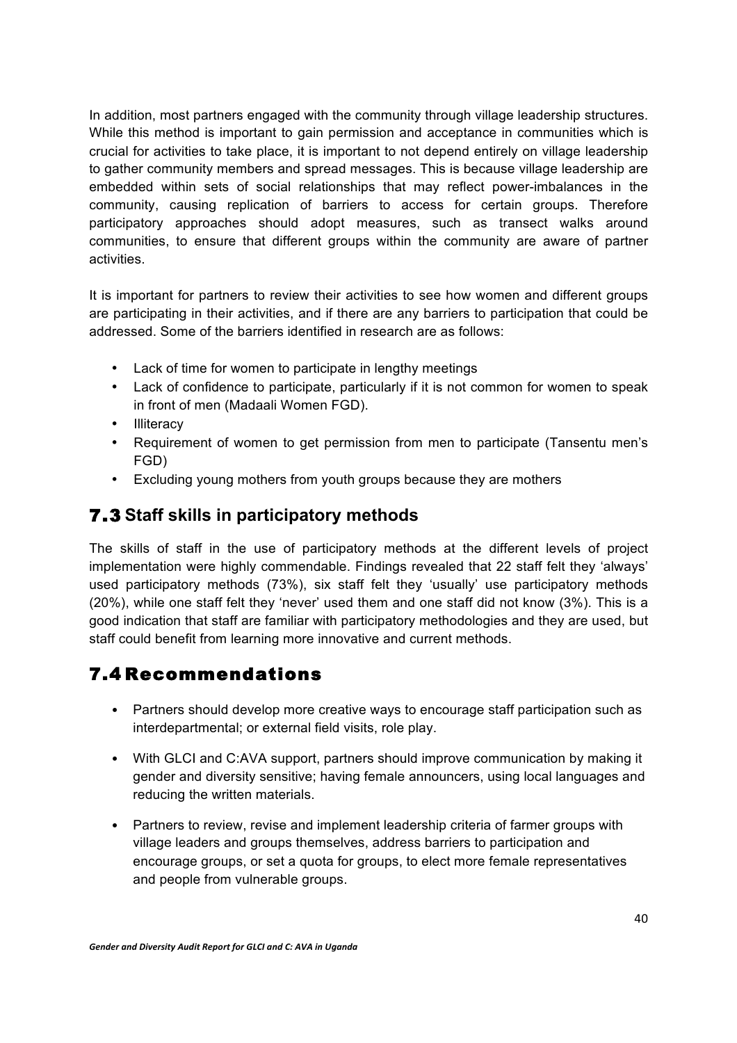In addition, most partners engaged with the community through village leadership structures. While this method is important to gain permission and acceptance in communities which is crucial for activities to take place, it is important to not depend entirely on village leadership to gather community members and spread messages. This is because village leadership are embedded within sets of social relationships that may reflect power-imbalances in the community, causing replication of barriers to access for certain groups. Therefore participatory approaches should adopt measures, such as transect walks around communities, to ensure that different groups within the community are aware of partner activities.

It is important for partners to review their activities to see how women and different groups are participating in their activities, and if there are any barriers to participation that could be addressed. Some of the barriers identified in research are as follows:

- Lack of time for women to participate in lengthy meetings
- Lack of confidence to participate, particularly if it is not common for women to speak in front of men (Madaali Women FGD).
- Illiteracy
- Requirement of women to get permission from men to participate (Tansentu men's FGD)
- Excluding young mothers from youth groups because they are mothers

## 7.3 Staff skills in participatory methods

The skills of staff in the use of participatory methods at the different levels of project implementation were highly commendable. Findings revealed that 22 staff felt they 'always' used participatory methods (73%), six staff felt they 'usually' use participatory methods (20%), while one staff felt they 'never' used them and one staff did not know (3%). This is a good indication that staff are familiar with participatory methodologies and they are used, but staff could benefit from learning more innovative and current methods.

## 7.4 Recommendations

- Partners should develop more creative ways to encourage staff participation such as interdepartmental; or external field visits, role play.
- With GLCI and C:AVA support, partners should improve communication by making it gender and diversity sensitive; having female announcers, using local languages and reducing the written materials.
- Partners to review, revise and implement leadership criteria of farmer groups with village leaders and groups themselves, address barriers to participation and encourage groups, or set a quota for groups, to elect more female representatives and people from vulnerable groups.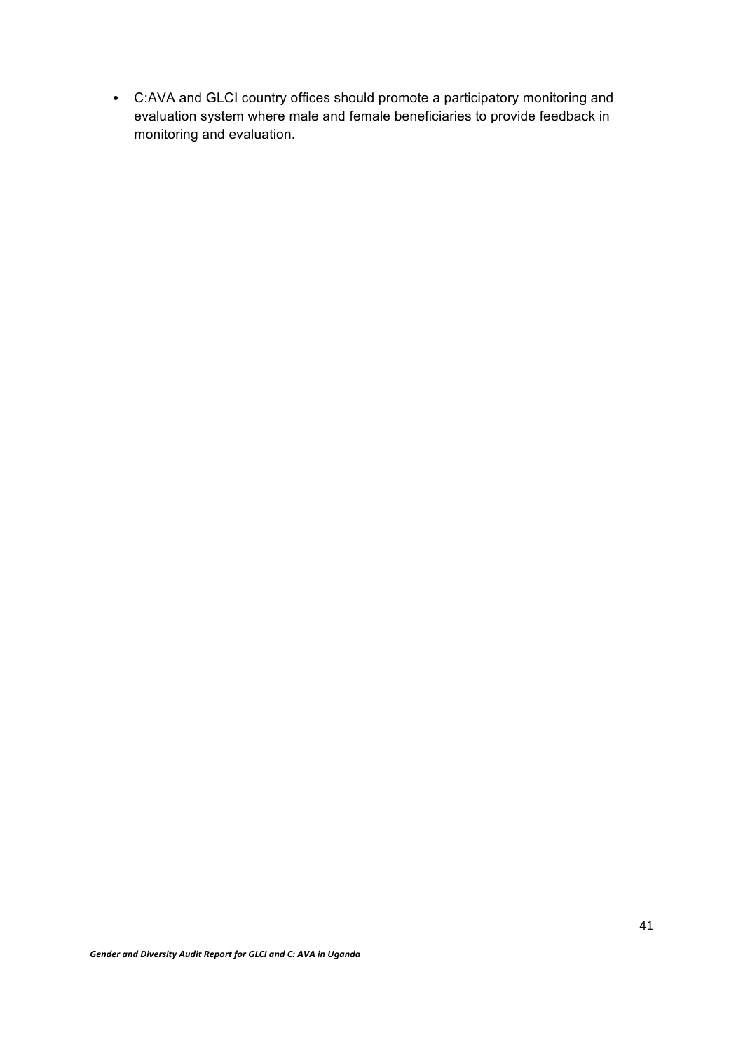- C:AVA and GLCI country offices should promote a participatory monitoring and evaluation system where male and female beneficiaries to provide feedback in monitoring and evaluation.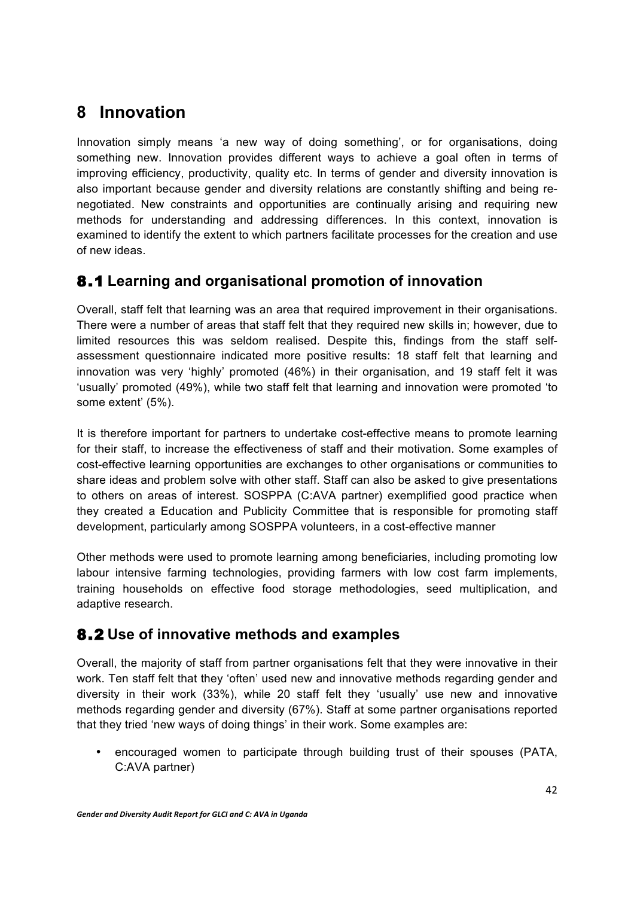# 8 Innovation

Innovation simply means 'a new way of doing something', or for organisations, doing something new. Innovation provides different ways to achieve a goal often in terms of improving efficiency, productivity, quality etc. In terms of gender and diversity innovation is also important because gender and diversity relations are constantly shifting and being re-negotiated. New constraints and opportunities are continually arising and requiring new methods for understanding and addressing differences. In this context, innovation is examined to identify the extent to which partners facilitate processes for the creation and use of new ideas.

## 8.1 Learning and organisational promotion of innovation

Overall, staff felt that learning was an area that required improvement in their organisations. There were a number of areas that staff felt that they required new skills in; however, due to limited resources this was seldom realised. Despite this, findings from the staff self-assessment questionnaire indicated more positive results: 18 staff felt that learning and innovation was very 'highly' promoted (46%) in their organisation, and 19 staff felt it was 'usually' promoted (49%), while two staff felt that learning and innovation were promoted 'to some extent' (5%).

It is therefore important for partners to undertake cost-effective means to promote learning for their staff, to increase the effectiveness of staff and their motivation. Some examples of cost-effective learning opportunities are exchanges to other organisations or communities to share ideas and problem solve with other staff. Staff can also be asked to give presentations to others on areas of interest. SOSPPA (C:AVA partner) exemplified good practice when they created a Education and Publicity Committee that is responsible for promoting staff development, particularly among SOSPPA volunteers, in a cost-effective manner

Other methods were used to promote learning among beneficiaries, including promoting low labour intensive farming technologies, providing farmers with low cost farm implements, training households on effective food storage methodologies, seed multiplication, and adaptive research.

## 8.2 Use of innovative methods and examples

Overall, the majority of staff from partner organisations felt that they were innovative in their work. Ten staff felt that they 'often' used new and innovative methods regarding gender and diversity in their work (33%), while 20 staff felt they 'usually' use new and innovative methods regarding gender and diversity (67%). Staff at some partner organisations reported that they tried 'new ways of doing things' in their work. Some examples are:

- encouraged women to participate through building trust of their spouses (PATA, C:AVA partner)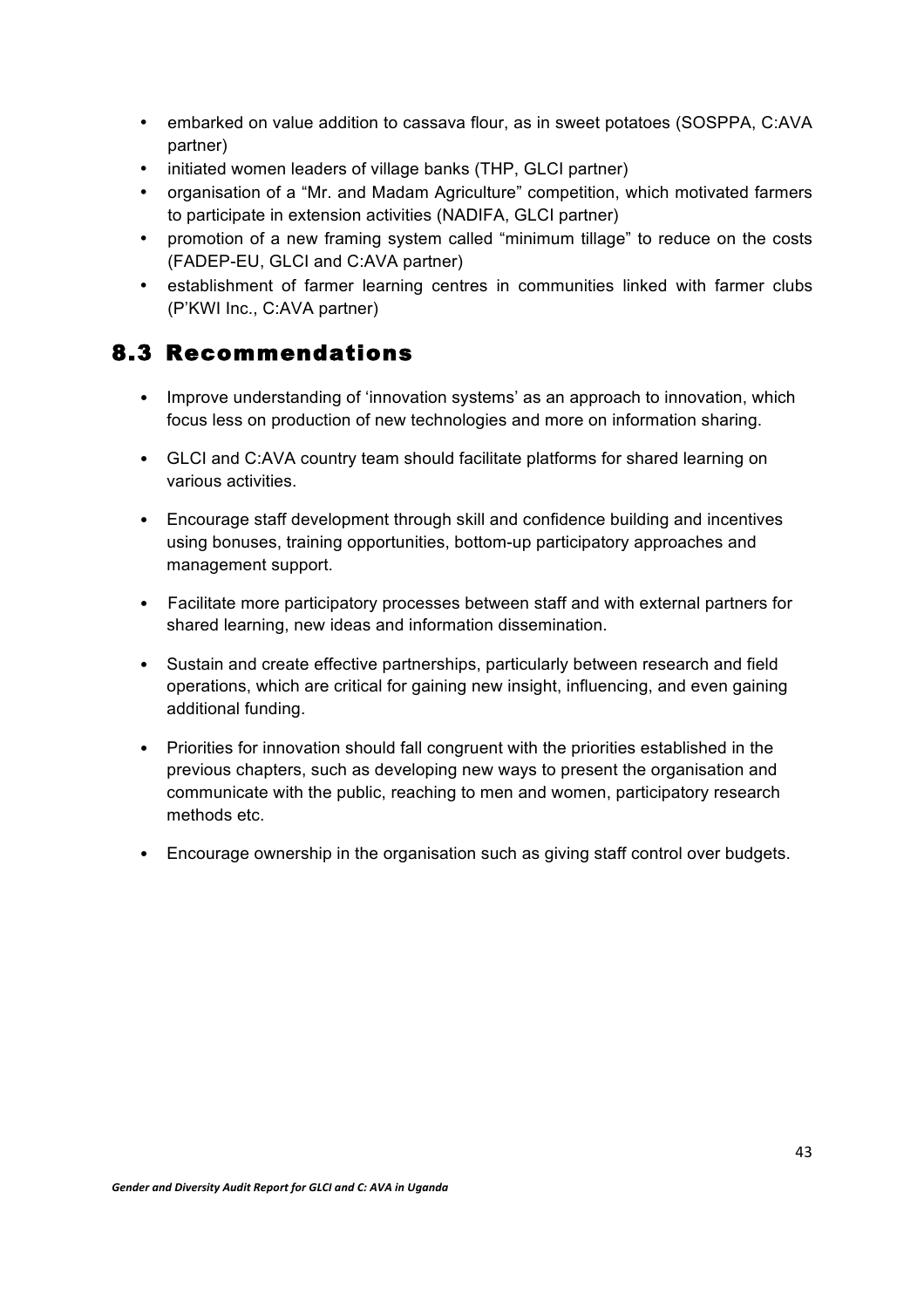- embarked on value addition to cassava flour, as in sweet potatoes (SOSPPA, C:AVA partner)
- initiated women leaders of village banks (THP, GLCI partner)
- organisation of a "Mr. and Madam Agriculture" competition, which motivated farmers to participate in extension activities (NADIFA, GLCI partner)
- promotion of a new framing system called "minimum tillage" to reduce on the costs (FADEP-EU, GLCI and C:AVA partner)
- establishment of farmer learning centres in communities linked with farmer clubs (P'KWI Inc., C:AVA partner)

## 8.3 Recommendations

- Improve understanding of 'innovation systems' as an approach to innovation, which focus less on production of new technologies and more on information sharing.
- GLCI and C:AVA country team should facilitate platforms for shared learning on various activities.
- Encourage staff development through skill and confidence building and incentives using bonuses, training opportunities, bottom-up participatory approaches and management support.
- Facilitate more participatory processes between staff and with external partners for shared learning, new ideas and information dissemination.
- Sustain and create effective partnerships, particularly between research and field operations, which are critical for gaining new insight, influencing, and even gaining additional funding.
- Priorities for innovation should fall congruent with the priorities established in the previous chapters, such as developing new ways to present the organisation and communicate with the public, reaching to men and women, participatory research methods etc.
- Encourage ownership in the organisation such as giving staff control over budgets.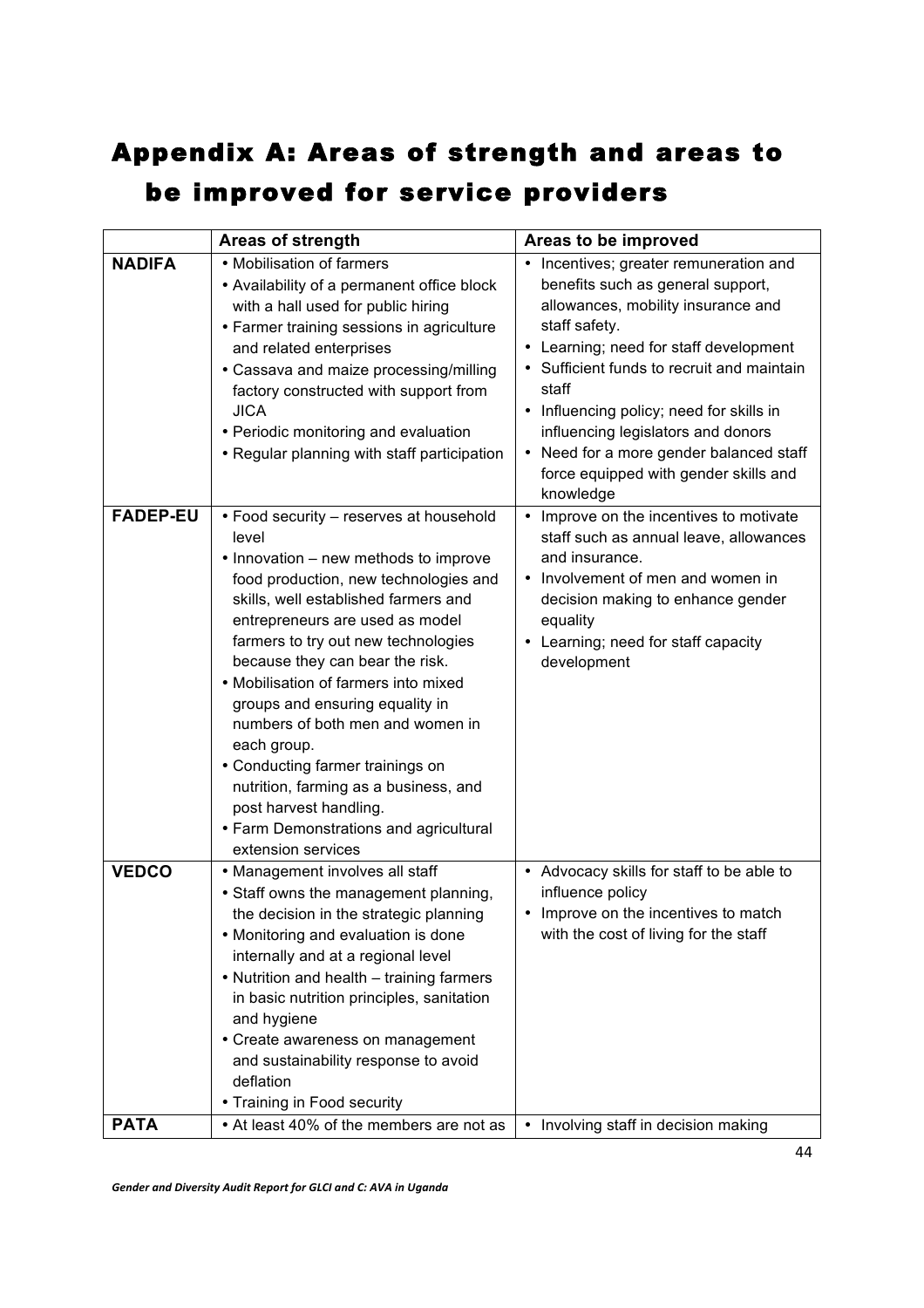# Appendix A: Areas of strength and areas to be improved for service providers

| | Areas of strength | Areas to be improved |
|---|---|---|
| **NADIFA** | • Mobilisation of farmers<br>• Availability of a permanent office block with a hall used for public hiring<br>• Farmer training sessions in agriculture and related enterprises<br>• Cassava and maize processing/milling factory constructed with support from JICA<br>• Periodic monitoring and evaluation<br>• Regular planning with staff participation | • Incentives; greater remuneration and benefits such as general support, allowances, mobility insurance and staff safety.<br>• Learning; need for staff development<br>• Sufficient funds to recruit and maintain staff<br>• Influencing policy; need for skills in influencing legislators and donors<br>• Need for a more gender balanced staff force equipped with gender skills and knowledge |
| **FADEP-EU** | • Food security – reserves at household level<br>• Innovation – new methods to improve food production, new technologies and skills, well established farmers and entrepreneurs are used as model farmers to try out new technologies because they can bear the risk.<br>• Mobilisation of farmers into mixed groups and ensuring equality in numbers of both men and women in each group.<br>• Conducting farmer trainings on nutrition, farming as a business, and post harvest handling.<br>• Farm Demonstrations and agricultural extension services | • Improve on the incentives to motivate staff such as annual leave, allowances and insurance.<br>• Involvement of men and women in decision making to enhance gender equality<br>• Learning; need for staff capacity development |
| **VEDCO** | • Management involves all staff<br>• Staff owns the management planning, the decision in the strategic planning<br>• Monitoring and evaluation is done internally and at a regional level<br>• Nutrition and health – training farmers in basic nutrition principles, sanitation and hygiene<br>• Create awareness on management and sustainability response to avoid deflation<br>• Training in Food security | • Advocacy skills for staff to be able to influence policy<br>• Improve on the incentives to match with the cost of living for the staff |
| **PATA** | • At least 40% of the members are not as | • Involving staff in decision making |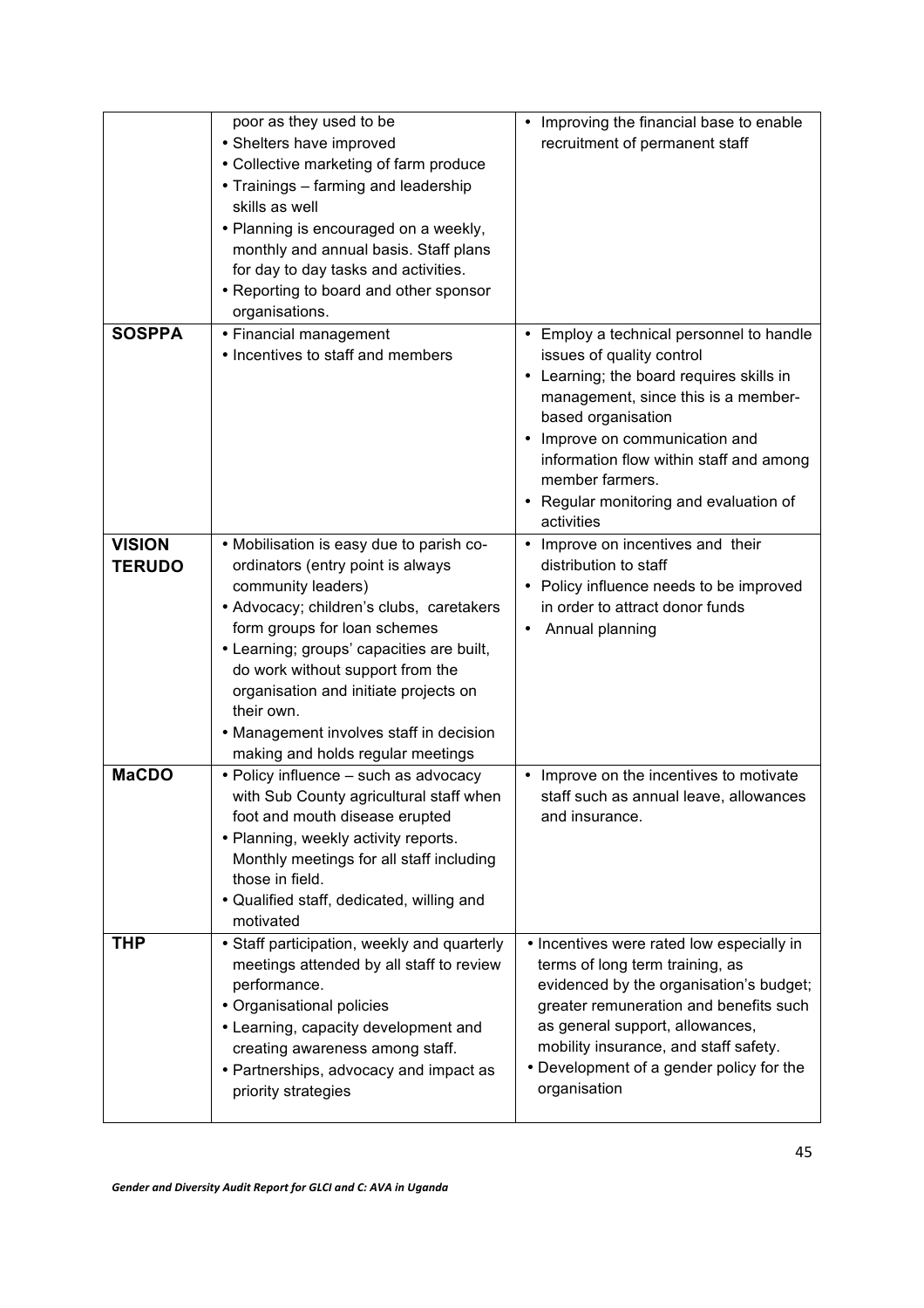| | | |
|---|---|---|
| | poor as they used to be<br>• Shelters have improved<br>• Collective marketing of farm produce<br>• Trainings – farming and leadership skills as well<br>• Planning is encouraged on a weekly, monthly and annual basis. Staff plans for day to day tasks and activities.<br>• Reporting to board and other sponsor organisations. | • Improving the financial base to enable recruitment of permanent staff |
| **SOSPPA** | • Financial management<br>• Incentives to staff and members | • Employ a technical personnel to handle issues of quality control<br>• Learning; the board requires skills in management, since this is a member-based organisation<br>• Improve on communication and information flow within staff and among member farmers.<br>• Regular monitoring and evaluation of activities |
| **VISION TERUDO** | • Mobilisation is easy due to parish co-ordinators (entry point is always community leaders)<br>• Advocacy; children's clubs, caretakers form groups for loan schemes<br>• Learning; groups' capacities are built, do work without support from the organisation and initiate projects on their own.<br>• Management involves staff in decision making and holds regular meetings | • Improve on incentives and their distribution to staff<br>• Policy influence needs to be improved in order to attract donor funds<br>• Annual planning |
| **MaCDO** | • Policy influence – such as advocacy with Sub County agricultural staff when foot and mouth disease erupted<br>• Planning, weekly activity reports. Monthly meetings for all staff including those in field.<br>• Qualified staff, dedicated, willing and motivated | • Improve on the incentives to motivate staff such as annual leave, allowances and insurance. |
| **THP** | • Staff participation, weekly and quarterly meetings attended by all staff to review performance.<br>• Organisational policies<br>• Learning, capacity development and creating awareness among staff.<br>• Partnerships, advocacy and impact as priority strategies | • Incentives were rated low especially in terms of long term training, as evidenced by the organisation's budget; greater remuneration and benefits such as general support, allowances, mobility insurance, and staff safety.<br>• Development of a gender policy for the organisation |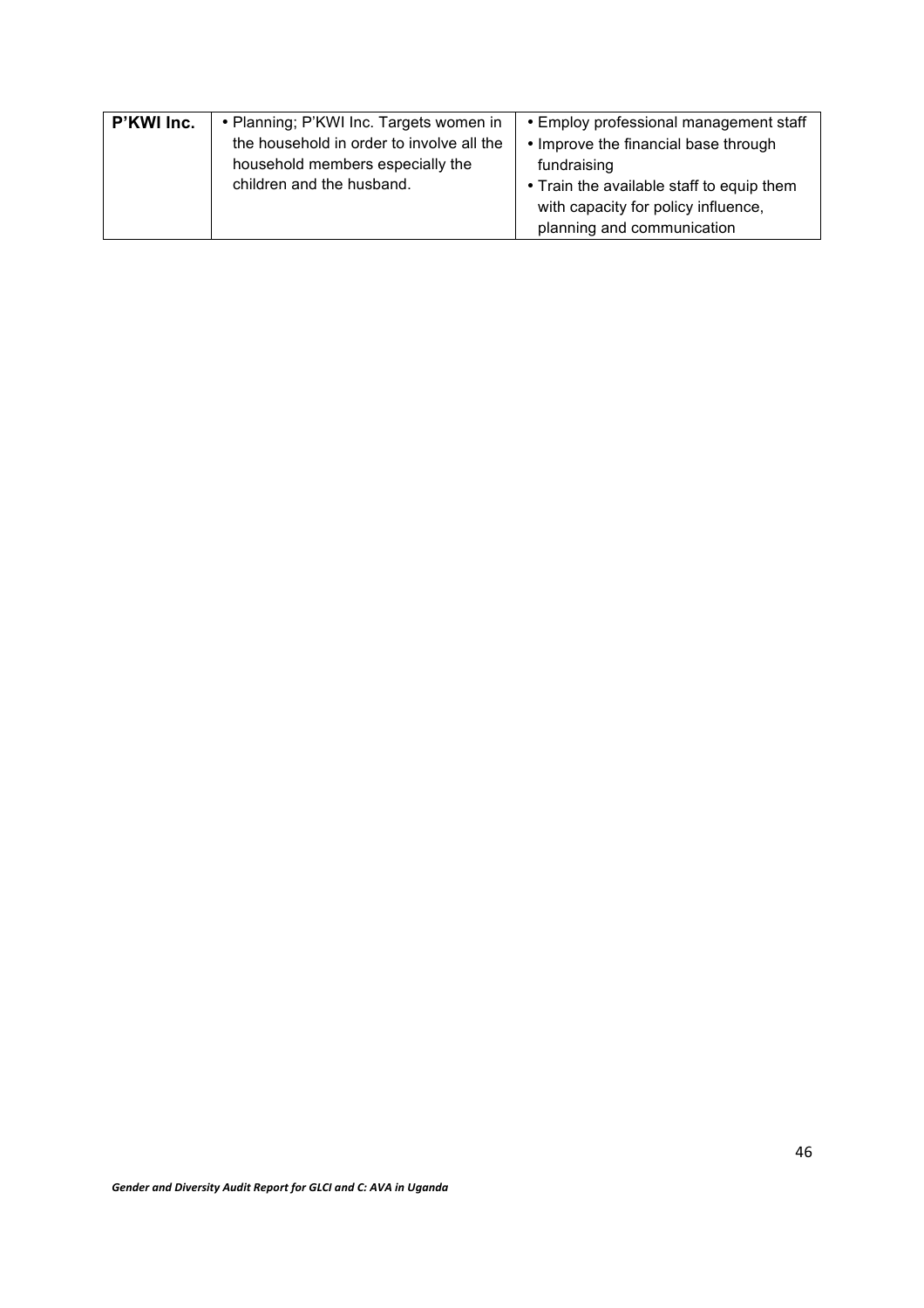| | | |
|---|---|---|
| **P'KWI Inc.** | • Planning; P'KWI Inc. Targets women in the household in order to involve all the household members especially the children and the husband. | • Employ professional management staff<br>• Improve the financial base through fundraising<br>• Train the available staff to equip them with capacity for policy influence, planning and communication |